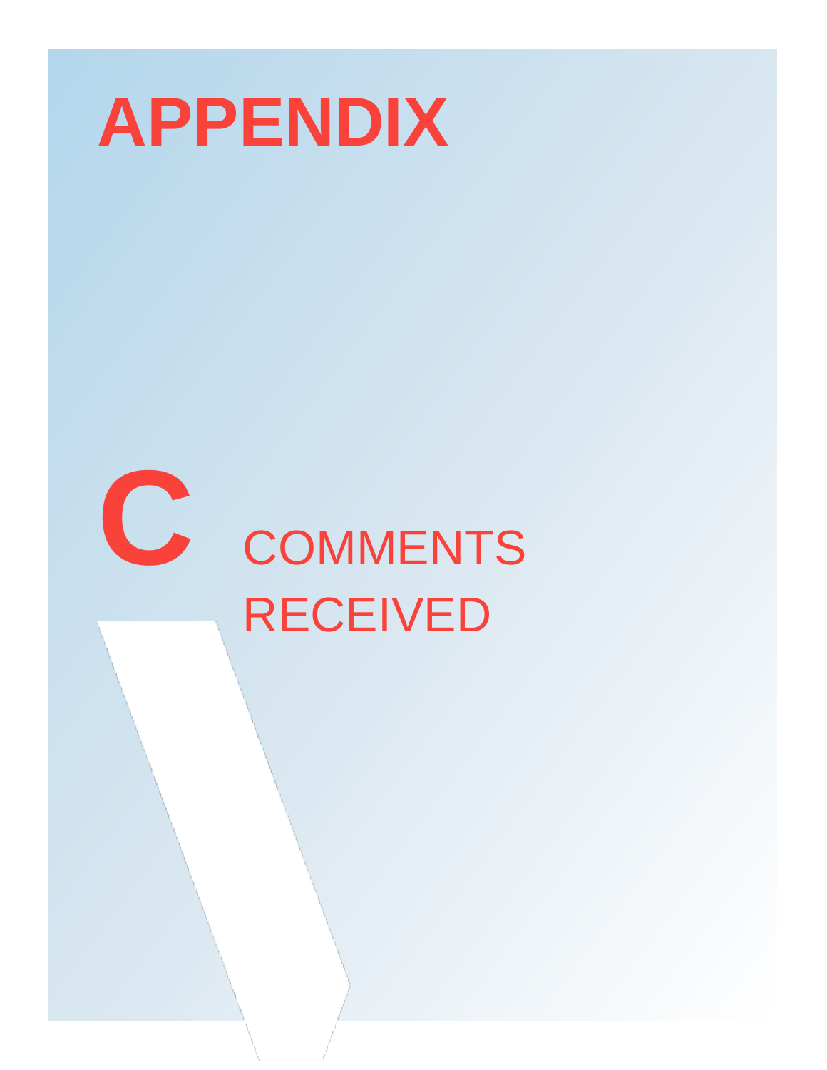# APPENDIX

# C COMMENTS RECEIVED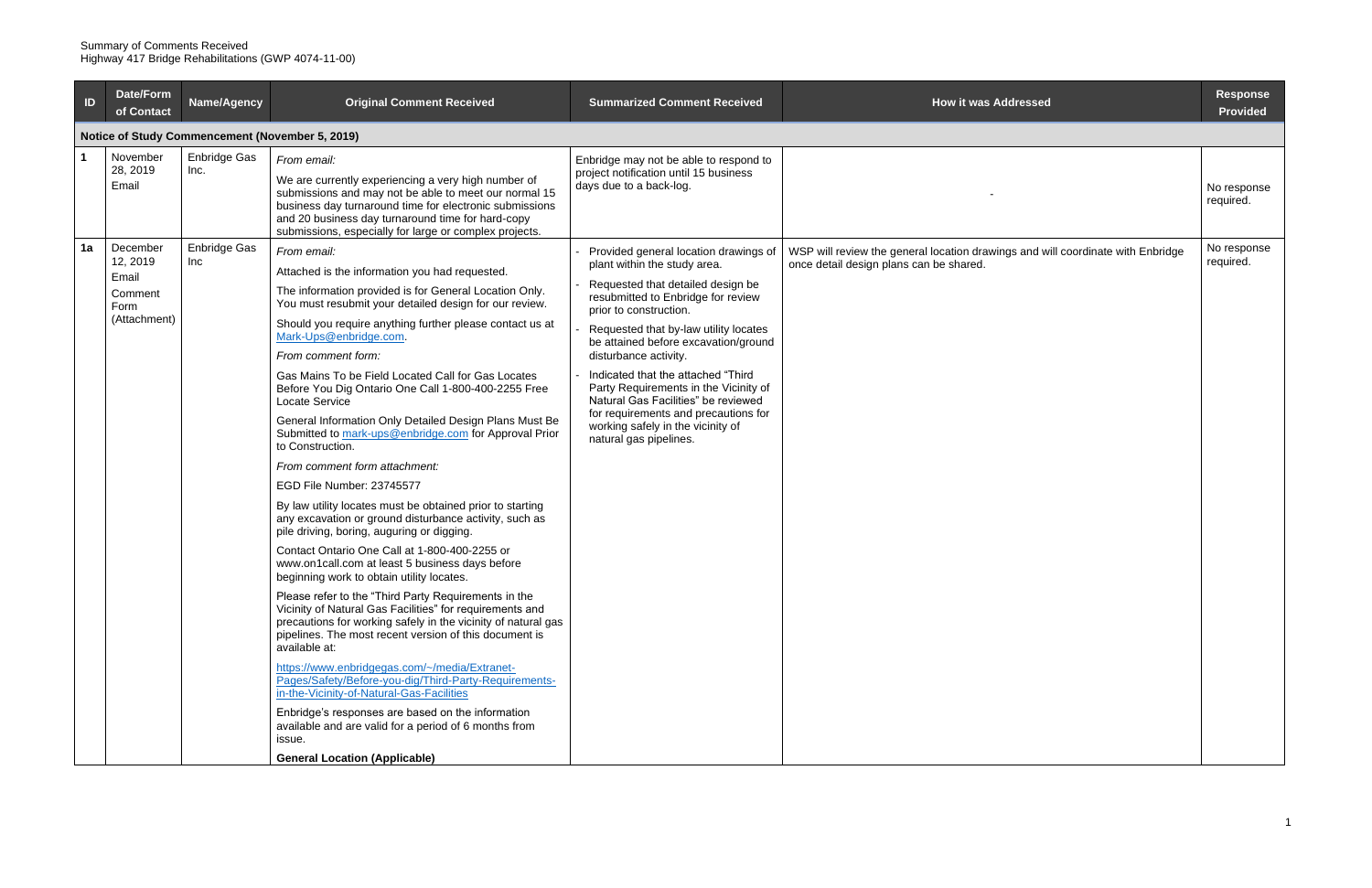Summary of Comments Received
Highway 417 Bridge Rehabilitations (GWP 4074-11-00)

| ID | Date/Form of Contact | Name/Agency | Original Comment Received | Summarized Comment Received | How it was Addressed | Response Provided |
|---|---|---|---|---|---|---|
| **Notice of Study Commencement (November 5, 2019)** | | | | | | |
| **1** | November 28, 2019<br>Email | Enbridge Gas Inc. | *From email:*<br>We are currently experiencing a very high number of submissions and may not be able to meet our normal 15 business day turnaround time for electronic submissions and 20 business day turnaround time for hard-copy submissions, especially for large or complex projects. | Enbridge may not be able to respond to project notification until 15 business days due to a back-log. | - | No response required. |
| **1a** | December 12, 2019<br>Email<br>Comment Form<br>(Attachment) | Enbridge Gas Inc | *From email:*<br>Attached is the information you had requested.<br>The information provided is for General Location Only. You must resubmit your detailed design for our review.<br>Should you require anything further please contact us at Mark-Ups@enbridge.com.<br>*From comment form:*<br>Gas Mains To be Field Located Call for Gas Locates Before You Dig Ontario One Call 1-800-400-2255 Free Locate Service<br>General Information Only Detailed Design Plans Must Be Submitted to mark-ups@enbridge.com for Approval Prior to Construction.<br>*From comment form attachment:*<br>EGD File Number: 23745577<br>By law utility locates must be obtained prior to starting any excavation or ground disturbance activity, such as pile driving, boring, auguring or digging.<br>Contact Ontario One Call at 1-800-400-2255 or www.on1call.com at least 5 business days before beginning work to obtain utility locates.<br>Please refer to the "Third Party Requirements in the Vicinity of Natural Gas Facilities" for requirements and precautions for working safely in the vicinity of natural gas pipelines. The most recent version of this document is available at:<br>https://www.enbridgegas.com/~/media/Extranet-Pages/Safety/Before-you-dig/Third-Party-Requirements-in-the-Vicinity-of-Natural-Gas-Facilities<br>Enbridge's responses are based on the information available and are valid for a period of 6 months from issue.<br>**General Location (Applicable)** | - Provided general location drawings of plant within the study area.<br>- Requested that detailed design be resubmitted to Enbridge for review prior to construction.<br>- Requested that by-law utility locates be attained before excavation/ground disturbance activity.<br>- Indicated that the attached "Third Party Requirements in the Vicinity of Natural Gas Facilities" be reviewed for requirements and precautions for working safely in the vicinity of natural gas pipelines. | WSP will review the general location drawings and will coordinate with Enbridge once detail design plans can be shared. | No response required. |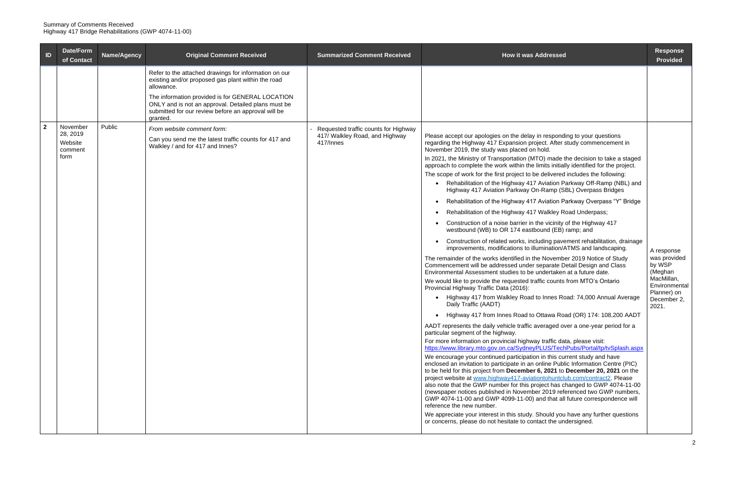Summary of Comments Received
Highway 417 Bridge Rehabilitations (GWP 4074-11-00)

| ID | Date/Form of Contact | Name/Agency | Original Comment Received | Summarized Comment Received | How it was Addressed | Response Provided |
|---|---|---|---|---|---|---|
| | | | Refer to the attached drawings for information on our existing and/or proposed gas plant within the road allowance.<br><br>The information provided is for GENERAL LOCATION ONLY and is not an approval. Detailed plans must be submitted for our review before an approval will be granted. | | | |
| **2** | November 28, 2019 Website comment form | Public | *From website comment form:*<br><br>Can you send me the latest traffic counts for 417 and Walkley / and for 417 and Innes? | - Requested traffic counts for Highway 417/ Walkley Road, and Highway 417/Innes | Please accept our apologies on the delay in responding to your questions regarding the Highway 417 Expansion project. After study commencement in November 2019, the study was placed on hold.<br><br>In 2021, the Ministry of Transportation (MTO) made the decision to take a staged approach to complete the work within the limits initially identified for the project.<br><br>The scope of work for the first project to be delivered includes the following:<br>• Rehabilitation of the Highway 417 Aviation Parkway Off-Ramp (NBL) and Highway 417 Aviation Parkway On-Ramp (SBL) Overpass Bridges<br>• Rehabilitation of the Highway 417 Aviation Parkway Overpass "Y" Bridge<br>• Rehabilitation of the Highway 417 Walkley Road Underpass;<br>• Construction of a noise barrier in the vicinity of the Highway 417 westbound (WB) to OR 174 eastbound (EB) ramp; and<br>• Construction of related works, including pavement rehabilitation, drainage improvements, modifications to illumination/ATMS and landscaping.<br><br>The remainder of the works identified in the November 2019 Notice of Study Commencement will be addressed under separate Detail Design and Class Environmental Assessment studies to be undertaken at a future date.<br><br>We would like to provide the requested traffic counts from MTO's Ontario Provincial Highway Traffic Data (2016):<br>• Highway 417 from Walkley Road to Innes Road: 74,000 Annual Average Daily Traffic (AADT)<br>• Highway 417 from Innes Road to Ottawa Road (OR) 174: 108,200 AADT<br><br>AADT represents the daily vehicle traffic averaged over a one-year period for a particular segment of the highway.<br><br>For more information on provincial highway traffic data, please visit: https://www.library.mto.gov.on.ca/SydneyPLUS/TechPubs/Portal/tp/tvSplash.aspx<br><br>We encourage your continued participation in this current study and have enclosed an invitation to participate in an online Public Information Centre (PIC) to be held for this project from **December 6, 2021** to **December 20, 2021** on the project website at www.highway417-aviationtohuntclub.com/contract2. Please also note that the GWP number for this project has changed to GWP 4074-11-00 (newspaper notices published in November 2019 referenced two GWP numbers, GWP 4074-11-00 and GWP 4099-11-00) and that all future correspondence will reference the new number.<br><br>We appreciate your interest in this study. Should you have any further questions or concerns, please do not hesitate to contact the undersigned. | A response was provided by WSP (Meghan MacMillan, Environmental Planner) on December 2, 2021. |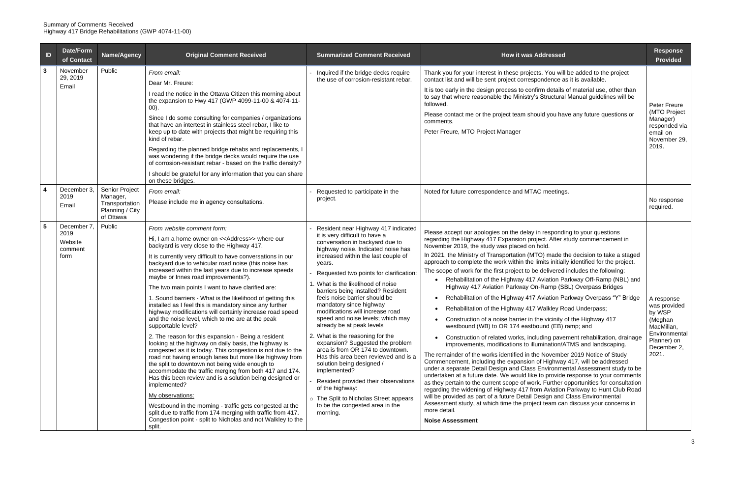Summary of Comments Received
Highway 417 Bridge Rehabilitations (GWP 4074-11-00)

| ID | Date/Form of Contact | Name/Agency | Original Comment Received | Summarized Comment Received | How it was Addressed | Response Provided |
|---|---|---|---|---|---|---|
| 3 | November 29, 2019<br>Email | Public | *From email:*<br>Dear Mr. Freure:<br>I read the notice in the Ottawa Citizen this morning about the expansion to Hwy 417 (GWP 4099-11-00 & 4074-11-00).<br>Since I do some consulting for companies / organizations that have an intertest in stainless steel rebar, I like to keep up to date with projects that might be requiring this kind of rebar.<br>Regarding the planned bridge rehabs and replacements, I was wondering if the bridge decks would require the use of corrosion-resistant rebar - based on the traffic density?<br>I should be grateful for any information that you can share on these bridges. | - Inquired if the bridge decks require the use of corrosion-resistant rebar. | Thank you for your interest in these projects. You will be added to the project contact list and will be sent project correspondence as it is available.<br>It is too early in the design process to confirm details of material use, other than to say that where reasonable the Ministry's Structural Manual guidelines will be followed.<br>Please contact me or the project team should you have any future questions or comments.<br>Peter Freure, MTO Project Manager | Peter Freure (MTO Project Manager) responded via email on November 29, 2019. |
| 4 | December 3, 2019<br>Email | Senior Project Manager, Transportation Planning / City of Ottawa | *From email:*<br>Please include me in agency consultations. | - Requested to participate in the project. | Noted for future correspondence and MTAC meetings. | No response required. |
| 5 | December 7, 2019<br>Website comment form | Public | *From website comment form:*<br>Hi, I am a home owner on <<Address>> where our backyard is very close to the Highway 417.<br>It is currently very difficult to have conversations in our backyard due to vehicular road noise (this noise has increased within the last years due to increase speeds maybe or Innes road improvements?).<br>The two main points I want to have clarified are:<br>1. Sound barriers - What is the likelihood of getting this installed as I feel this is mandatory since any further highway modifications will certainly increase road speed and the noise level, which to me are at the peak supportable level?<br>2. The reason for this expansion - Being a resident looking at the highway on daily basis, the highway is congested as it is today. This congestion is not due to the road not having enough lanes but more like highway from the split to downtown not being wide enough to accommodate the traffic merging from both 417 and 174. Has this been review and is a solution being designed or implemented?<br>My observations:<br>Westbound in the morning - traffic gets congested at the split due to traffic from 174 merging with traffic from 417. Congestion point - split to Nicholas and not Walkley to the split. | - Resident near Highway 417 indicated it is very difficult to have a conversation in backyard due to highway noise. Indicated noise has increased within the last couple of years.<br>- Requested two points for clarification:<br>1. What is the likelihood of noise barriers being installed? Resident feels noise barrier should be mandatory since any highway modifications will increase road speed and noise levels; which may already be at peak levels<br>2. What is the reasoning for the expansion? Suggested the problem area is from OR 174 to downtown. Has this area been reviewed and is a solution being designed / implemented?<br>- Resident provided their observations of the highway:<br>○ The Split to Nicholas Street appears to be the congested area in the morning. | Please accept our apologies on the delay in responding to your questions regarding the Highway 417 Expansion project. After study commencement in November 2019, the study was placed on hold.<br>In 2021, the Ministry of Transportation (MTO) made the decision to take a staged approach to complete the work within the limits initially identified for the project.<br>The scope of work for the first project to be delivered includes the following:<br>• Rehabilitation of the Highway 417 Aviation Parkway Off-Ramp (NBL) and Highway 417 Aviation Parkway On-Ramp (SBL) Overpass Bridges<br>• Rehabilitation of the Highway 417 Aviation Parkway Overpass "Y" Bridge<br>• Rehabilitation of the Highway 417 Walkley Road Underpass;<br>• Construction of a noise barrier in the vicinity of the Highway 417 westbound (WB) to OR 174 eastbound (EB) ramp; and<br>• Construction of related works, including pavement rehabilitation, drainage improvements, modifications to illumination/ATMS and landscaping.<br>The remainder of the works identified in the November 2019 Notice of Study Commencement, including the expansion of Highway 417, will be addressed under a separate Detail Design and Class Environmental Assessment study to be undertaken at a future date. We would like to provide response to your comments as they pertain to the current scope of work. Further opportunities for consultation regarding the widening of Highway 417 from Aviation Parkway to Hunt Club Road will be provided as part of a future Detail Design and Class Environmental Assessment study, at which time the project team can discuss your concerns in more detail.<br>**Noise Assessment** | A response was provided by WSP (Meghan MacMillan, Environmental Planner) on December 2, 2021. |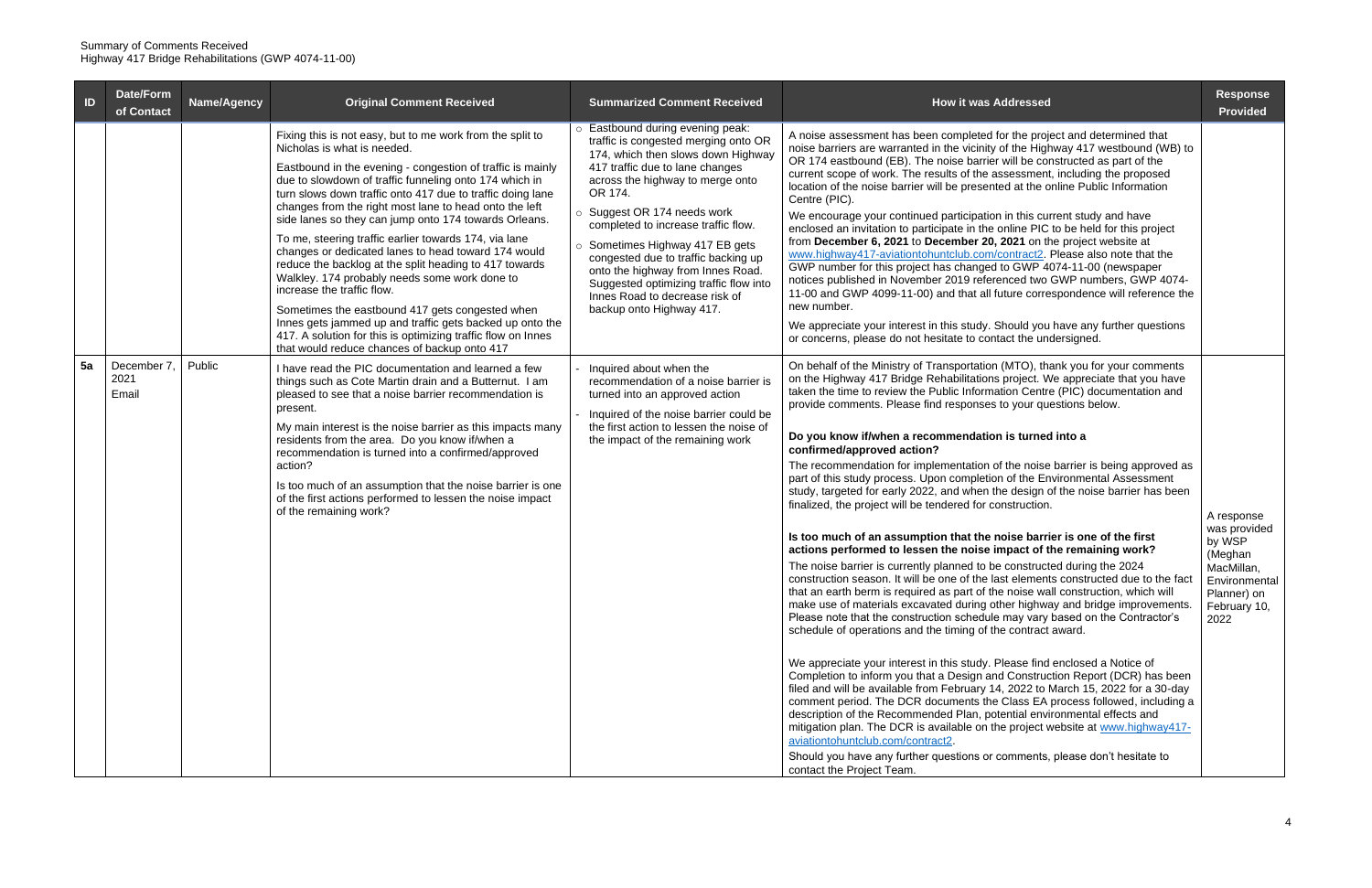Summary of Comments Received
Highway 417 Bridge Rehabilitations (GWP 4074-11-00)

| ID | Date/Form of Contact | Name/Agency | Original Comment Received | Summarized Comment Received | How it was Addressed | Response Provided |
|---|---|---|---|---|---|---|
| | | | Fixing this is not easy, but to me work from the split to Nicholas is what is needed.<br><br>Eastbound in the evening - congestion of traffic is mainly due to slowdown of traffic funneling onto 174 which in turn slows down traffic onto 417 due to traffic doing lane changes from the right most lane to head onto the left side lanes so they can jump onto 174 towards Orleans.<br><br>To me, steering traffic earlier towards 174, via lane changes or dedicated lanes to head toward 174 would reduce the backlog at the split heading to 417 towards Walkley. 174 probably needs some work done to increase the traffic flow.<br><br>Sometimes the eastbound 417 gets congested when Innes gets jammed up and traffic gets backed up onto the 417. A solution for this is optimizing traffic flow on Innes that would reduce chances of backup onto 417 | ○ Eastbound during evening peak: traffic is congested merging onto OR 174, which then slows down Highway 417 traffic due to lane changes across the highway to merge onto OR 174.<br>○ Suggest OR 174 needs work completed to increase traffic flow.<br>○ Sometimes Highway 417 EB gets congested due to traffic backing up onto the highway from Innes Road. Suggested optimizing traffic flow into Innes Road to decrease risk of backup onto Highway 417. | A noise assessment has been completed for the project and determined that noise barriers are warranted in the vicinity of the Highway 417 westbound (WB) to OR 174 eastbound (EB). The noise barrier will be constructed as part of the current scope of work. The results of the assessment, including the proposed location of the noise barrier will be presented at the online Public Information Centre (PIC).<br><br>We encourage your continued participation in this current study and have enclosed an invitation to participate in the online PIC to be held for this project from **December 6, 2021** to **December 20, 2021** on the project website at www.highway417-aviationtohuntclub.com/contract2. Please also note that the GWP number for this project has changed to GWP 4074-11-00 (newspaper notices published in November 2019 referenced two GWP numbers, GWP 4074-11-00 and GWP 4099-11-00) and that all future correspondence will reference the new number.<br><br>We appreciate your interest in this study. Should you have any further questions or concerns, please do not hesitate to contact the undersigned. | |
| 5a | December 7, 2021 Email | Public | I have read the PIC documentation and learned a few things such as Cote Martin drain and a Butternut. I am pleased to see that a noise barrier recommendation is present.<br><br>My main interest is the noise barrier as this impacts many residents from the area. Do you know if/when a recommendation is turned into a confirmed/approved action?<br><br>Is too much of an assumption that the noise barrier is one of the first actions performed to lessen the noise impact of the remaining work? | - Inquired about when the recommendation of a noise barrier is turned into an approved action<br>- Inquired of the noise barrier could be the first action to lessen the noise of the impact of the remaining work | On behalf of the Ministry of Transportation (MTO), thank you for your comments on the Highway 417 Bridge Rehabilitations project. We appreciate that you have taken the time to review the Public Information Centre (PIC) documentation and provide comments. Please find responses to your questions below.<br><br>**Do you know if/when a recommendation is turned into a confirmed/approved action?**<br><br>The recommendation for implementation of the noise barrier is being approved as part of this study process. Upon completion of the Environmental Assessment study, targeted for early 2022, and when the design of the noise barrier has been finalized, the project will be tendered for construction.<br><br>**Is too much of an assumption that the noise barrier is one of the first actions performed to lessen the noise impact of the remaining work?**<br><br>The noise barrier is currently planned to be constructed during the 2024 construction season. It will be one of the last elements constructed due to the fact that an earth berm is required as part of the noise wall construction, which will make use of materials excavated during other highway and bridge improvements. Please note that the construction schedule may vary based on the Contractor's schedule of operations and the timing of the contract award.<br><br>We appreciate your interest in this study. Please find enclosed a Notice of Completion to inform you that a Design and Construction Report (DCR) has been filed and will be available from February 14, 2022 to March 15, 2022 for a 30-day comment period. The DCR documents the Class EA process followed, including a description of the Recommended Plan, potential environmental effects and mitigation plan. The DCR is available on the project website at www.highway417-aviationtohuntclub.com/contract2.<br><br>Should you have any further questions or comments, please don't hesitate to contact the Project Team. | A response was provided by WSP (Meghan MacMillan, Environmental Planner) on February 10, 2022 |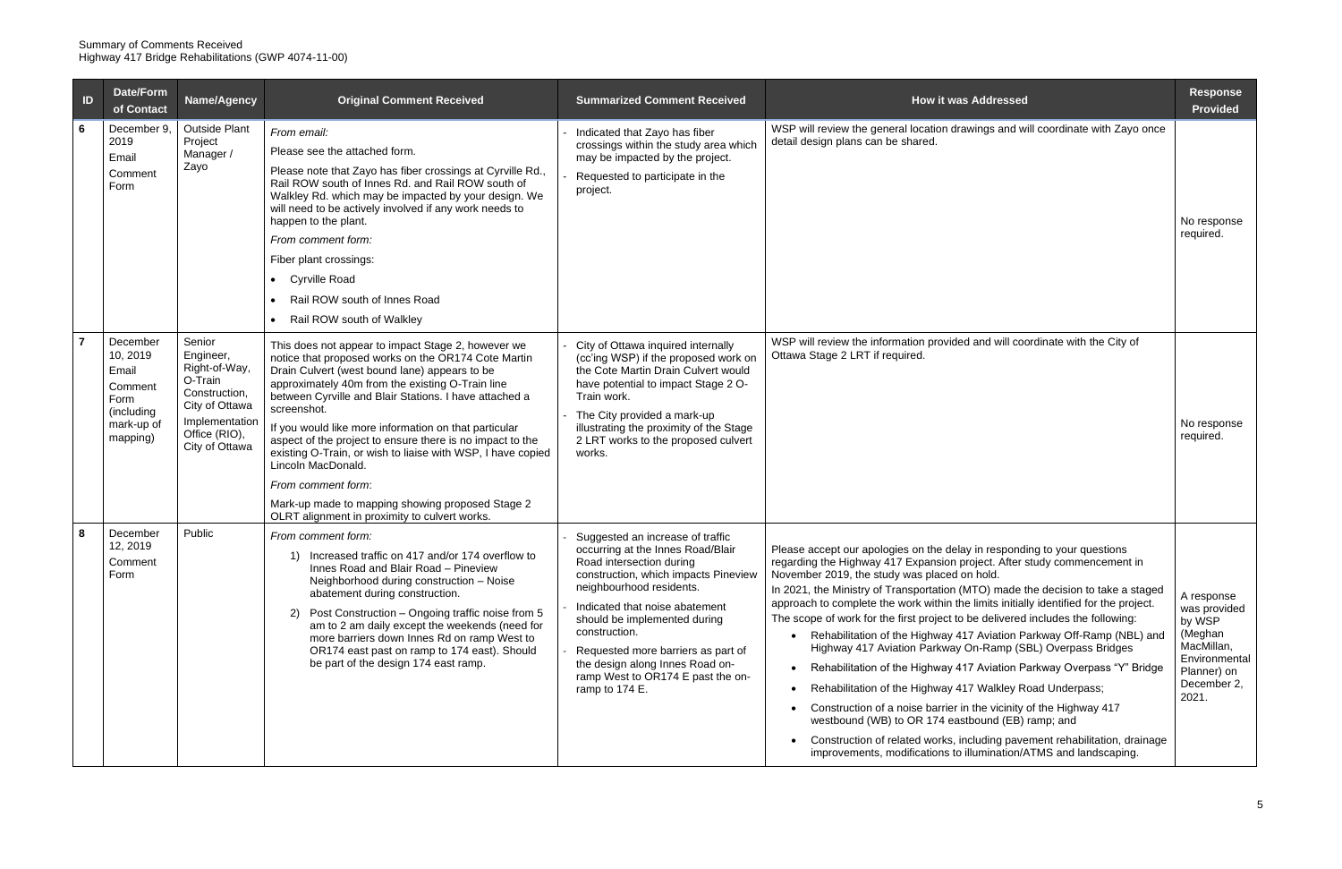Summary of Comments Received
Highway 417 Bridge Rehabilitations (GWP 4074-11-00)

| ID | Date/Form of Contact | Name/Agency | Original Comment Received | Summarized Comment Received | How it was Addressed | Response Provided |
|---|---|---|---|---|---|---|
| 6 | December 9, 2019 Email Comment Form | Outside Plant Project Manager / Zayo | *From email:*<br>Please see the attached form.<br>Please note that Zayo has fiber crossings at Cyrville Rd., Rail ROW south of Innes Rd. and Rail ROW south of Walkley Rd. which may be impacted by your design. We will need to be actively involved if any work needs to happen to the plant.<br>*From comment form:*<br>Fiber plant crossings:<br>• Cyrville Road<br>• Rail ROW south of Innes Road<br>• Rail ROW south of Walkley | - Indicated that Zayo has fiber crossings within the study area which may be impacted by the project.<br>- Requested to participate in the project. | WSP will review the general location drawings and will coordinate with Zayo once detail design plans can be shared. | No response required. |
| 7 | December 10, 2019 Email Comment Form (including mark-up of mapping) | Senior Engineer, Right-of-Way, O-Train Construction, City of Ottawa Implementation Office (RIO), City of Ottawa | This does not appear to impact Stage 2, however we notice that proposed works on the OR174 Cote Martin Drain Culvert (west bound lane) appears to be approximately 40m from the existing O-Train line between Cyrville and Blair Stations. I have attached a screenshot.<br>If you would like more information on that particular aspect of the project to ensure there is no impact to the existing O-Train, or wish to liaise with WSP, I have copied Lincoln MacDonald.<br>*From comment form*:<br>Mark-up made to mapping showing proposed Stage 2 OLRT alignment in proximity to culvert works. | - City of Ottawa inquired internally (cc'ing WSP) if the proposed work on the Cote Martin Drain Culvert would have potential to impact Stage 2 O-Train work.<br>- The City provided a mark-up illustrating the proximity of the Stage 2 LRT works to the proposed culvert works. | WSP will review the information provided and will coordinate with the City of Ottawa Stage 2 LRT if required. | No response required. |
| 8 | December 12, 2019 Comment Form | Public | *From comment form:*<br>1) Increased traffic on 417 and/or 174 overflow to Innes Road and Blair Road – Pineview Neighborhood during construction – Noise abatement during construction.<br>2) Post Construction – Ongoing traffic noise from 5 am to 2 am daily except the weekends (need for more barriers down Innes Rd on ramp West to OR174 east past on ramp to 174 east). Should be part of the design 174 east ramp. | - Suggested an increase of traffic occurring at the Innes Road/Blair Road intersection during construction, which impacts Pineview neighbourhood residents.<br>- Indicated that noise abatement should be implemented during construction.<br>- Requested more barriers as part of the design along Innes Road on-ramp West to OR174 E past the on-ramp to 174 E. | Please accept our apologies on the delay in responding to your questions regarding the Highway 417 Expansion project. After study commencement in November 2019, the study was placed on hold.<br>In 2021, the Ministry of Transportation (MTO) made the decision to take a staged approach to complete the work within the limits initially identified for the project. The scope of work for the first project to be delivered includes the following:<br>• Rehabilitation of the Highway 417 Aviation Parkway Off-Ramp (NBL) and Highway 417 Aviation Parkway On-Ramp (SBL) Overpass Bridges<br>• Rehabilitation of the Highway 417 Aviation Parkway Overpass "Y" Bridge<br>• Rehabilitation of the Highway 417 Walkley Road Underpass;<br>• Construction of a noise barrier in the vicinity of the Highway 417 westbound (WB) to OR 174 eastbound (EB) ramp; and<br>• Construction of related works, including pavement rehabilitation, drainage improvements, modifications to illumination/ATMS and landscaping. | A response was provided by WSP (Meghan MacMillan, Environmental Planner) on December 2, 2021. |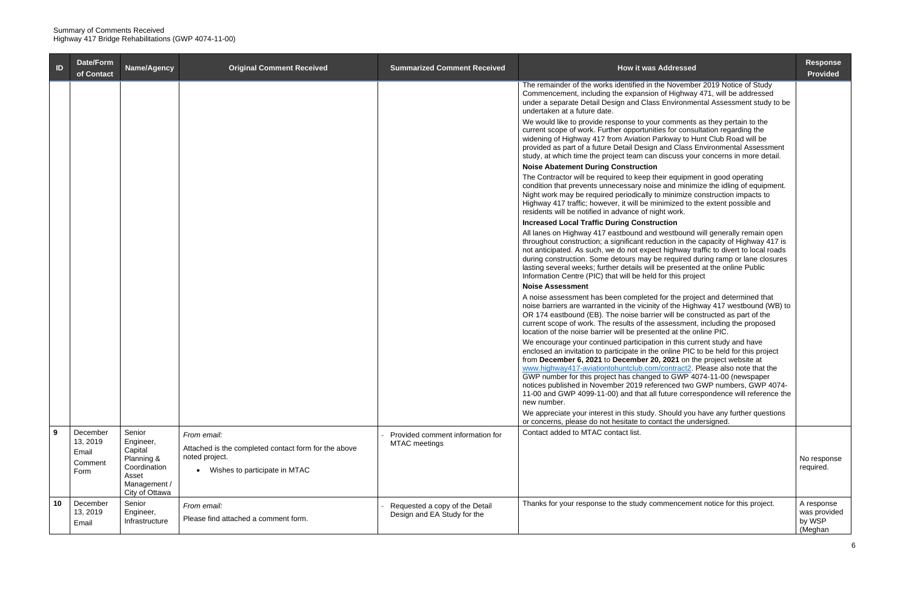Summary of Comments Received
Highway 417 Bridge Rehabilitations (GWP 4074-11-00)

| ID | Date/Form of Contact | Name/Agency | Original Comment Received | Summarized Comment Received | How it was Addressed | Response Provided |
|---|---|---|---|---|---|---|
| | | | | | The remainder of the works identified in the November 2019 Notice of Study Commencement, including the expansion of Highway 471, will be addressed under a separate Detail Design and Class Environmental Assessment study to be undertaken at a future date.<br><br>We would like to provide response to your comments as they pertain to the current scope of work. Further opportunities for consultation regarding the widening of Highway 417 from Aviation Parkway to Hunt Club Road will be provided as part of a future Detail Design and Class Environmental Assessment study, at which time the project team can discuss your concerns in more detail.<br><br>**Noise Abatement During Construction**<br><br>The Contractor will be required to keep their equipment in good operating condition that prevents unnecessary noise and minimize the idling of equipment. Night work may be required periodically to minimize construction impacts to Highway 417 traffic; however, it will be minimized to the extent possible and residents will be notified in advance of night work.<br><br>**Increased Local Traffic During Construction**<br><br>All lanes on Highway 417 eastbound and westbound will generally remain open throughout construction; a significant reduction in the capacity of Highway 417 is not anticipated. As such, we do not expect highway traffic to divert to local roads during construction. Some detours may be required during ramp or lane closures lasting several weeks; further details will be presented at the online Public Information Centre (PIC) that will be held for this project<br><br>**Noise Assessment**<br><br>A noise assessment has been completed for the project and determined that noise barriers are warranted in the vicinity of the Highway 417 westbound (WB) to OR 174 eastbound (EB). The noise barrier will be constructed as part of the current scope of work. The results of the assessment, including the proposed location of the noise barrier will be presented at the online PIC.<br><br>We encourage your continued participation in this current study and have enclosed an invitation to participate in the online PIC to be held for this project from **December 6, 2021** to **December 20, 2021** on the project website at www.highway417-aviationtohuntclub.com/contract2. Please also note that the GWP number for this project has changed to GWP 4074-11-00 (newspaper notices published in November 2019 referenced two GWP numbers, GWP 4074-11-00 and GWP 4099-11-00) and that all future correspondence will reference the new number.<br><br>We appreciate your interest in this study. Should you have any further questions or concerns, please do not hesitate to contact the undersigned. | |
| 9 | December 13, 2019 Email Comment Form | Senior Engineer, Capital Planning & Coordination Asset Management / City of Ottawa | *From email:*<br><br>Attached is the completed contact form for the above noted project.<br><br>• Wishes to participate in MTAC | - Provided comment information for MTAC meetings | Contact added to MTAC contact list. | No response required. |
| 10 | December 13, 2019 Email | Senior Engineer, Infrastructure | *From email:*<br><br>Please find attached a comment form. | - Requested a copy of the Detail Design and EA Study for the | Thanks for your response to the study commencement notice for this project. | A response was provided by WSP (Meghan |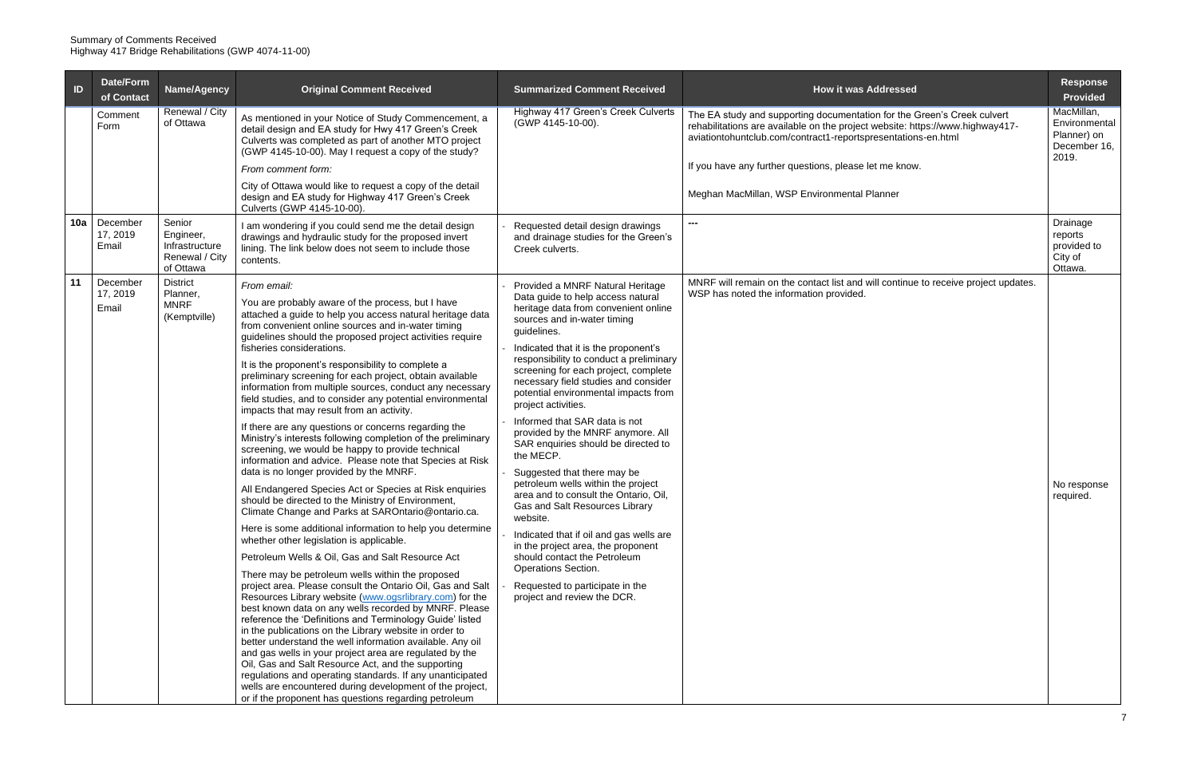Summary of Comments Received
Highway 417 Bridge Rehabilitations (GWP 4074-11-00)

| ID | Date/Form of Contact | Name/Agency | Original Comment Received | Summarized Comment Received | How it was Addressed | Response Provided |
|---|---|---|---|---|---|---|
| | Comment Form | Renewal / City of Ottawa | As mentioned in your Notice of Study Commencement, a detail design and EA study for Hwy 417 Green's Creek Culverts was completed as part of another MTO project (GWP 4145-10-00). May I request a copy of the study?<br><br>*From comment form:*<br><br>City of Ottawa would like to request a copy of the detail design and EA study for Highway 417 Green's Creek Culverts (GWP 4145-10-00). | Highway 417 Green's Creek Culverts (GWP 4145-10-00). | The EA study and supporting documentation for the Green's Creek culvert rehabilitations are available on the project website: https://www.highway417-aviationtohuntclub.com/contract1-reportspresentations-en.html<br><br>If you have any further questions, please let me know.<br><br>Meghan MacMillan, WSP Environmental Planner | MacMillan, Environmental Planner) on December 16, 2019. |
| 10a | December 17, 2019 Email | Senior Engineer, Infrastructure Renewal / City of Ottawa | I am wondering if you could send me the detail design drawings and hydraulic study for the proposed invert lining. The link below does not seem to include those contents. | - Requested detail design drawings and drainage studies for the Green's Creek culverts. | --- | Drainage reports provided to City of Ottawa. |
| 11 | December 17, 2019 Email | District Planner, MNRF (Kemptville) | *From email:*<br><br>You are probably aware of the process, but I have attached a guide to help you access natural heritage data from convenient online sources and in-water timing guidelines should the proposed project activities require fisheries considerations.<br><br>It is the proponent's responsibility to complete a preliminary screening for each project, obtain available information from multiple sources, conduct any necessary field studies, and to consider any potential environmental impacts that may result from an activity.<br><br>If there are any questions or concerns regarding the Ministry's interests following completion of the preliminary screening, we would be happy to provide technical information and advice. Please note that Species at Risk data is no longer provided by the MNRF.<br><br>All Endangered Species Act or Species at Risk enquiries should be directed to the Ministry of Environment, Climate Change and Parks at SAROntario@ontario.ca.<br><br>Here is some additional information to help you determine whether other legislation is applicable.<br><br>Petroleum Wells & Oil, Gas and Salt Resource Act<br><br>There may be petroleum wells within the proposed project area. Please consult the Ontario Oil, Gas and Salt Resources Library website (www.ogsrlibrary.com) for the best known data on any wells recorded by MNRF. Please reference the 'Definitions and Terminology Guide' listed in the publications on the Library website in order to better understand the well information available. Any oil and gas wells in your project area are regulated by the Oil, Gas and Salt Resource Act, and the supporting regulations and operating standards. If any unanticipated wells are encountered during development of the project, or if the proponent has questions regarding petroleum | - Provided a MNRF Natural Heritage Data guide to help access natural heritage data from convenient online sources and in-water timing guidelines.<br>- Indicated that it is the proponent's responsibility to conduct a preliminary screening for each project, complete necessary field studies and consider potential environmental impacts from project activities.<br>- Informed that SAR data is not provided by the MNRF anymore. All SAR enquiries should be directed to the MECP.<br>- Suggested that there may be petroleum wells within the project area and to consult the Ontario, Oil, Gas and Salt Resources Library website.<br>- Indicated that if oil and gas wells are in the project area, the proponent should contact the Petroleum Operations Section.<br>- Requested to participate in the project and review the DCR. | MNRF will remain on the contact list and will continue to receive project updates. WSP has noted the information provided. | No response required. |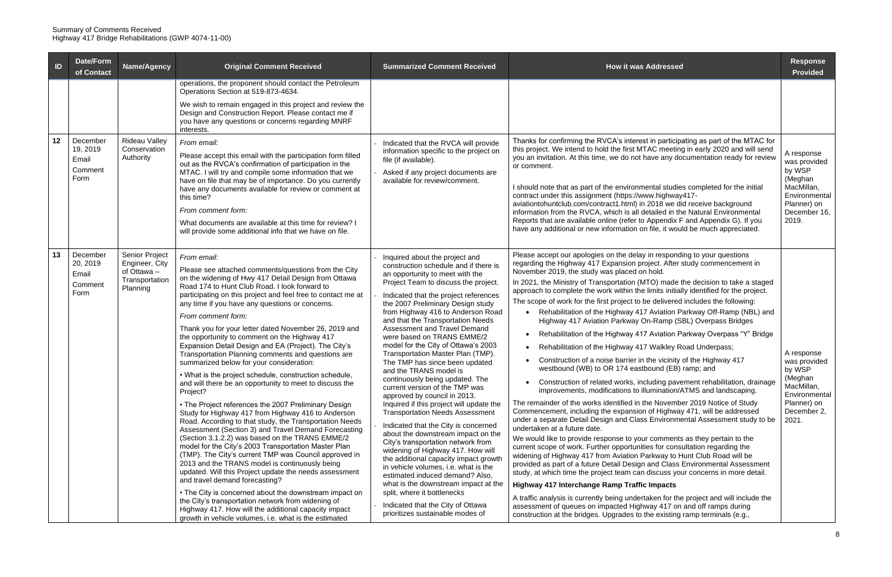Summary of Comments Received
Highway 417 Bridge Rehabilitations (GWP 4074-11-00)

| ID | Date/Form of Contact | Name/Agency | Original Comment Received | Summarized Comment Received | How it was Addressed | Response Provided |
|---|---|---|---|---|---|---|
| | | | operations, the proponent should contact the Petroleum Operations Section at 519-873-4634.<br><br>We wish to remain engaged in this project and review the Design and Construction Report. Please contact me if you have any questions or concerns regarding MNRF interests. | | | |
| 12 | December 19, 2019 Email Comment Form | Rideau Valley Conservation Authority | *From email:*<br><br>Please accept this email with the participation form filled out as the RVCA's confirmation of participation in the MTAC. I will try and compile some information that we have on file that may be of importance. Do you currently have any documents available for review or comment at this time?<br><br>*From comment form:*<br><br>What documents are available at this time for review? I will provide some additional info that we have on file. | - Indicated that the RVCA will provide information specific to the project on file (if available).<br>- Asked if any project documents are available for review/comment. | Thanks for confirming the RVCA's interest in participating as part of the MTAC for this project. We intend to hold the first MTAC meeting in early 2020 and will send you an invitation. At this time, we do not have any documentation ready for review or comment.<br><br>I should note that as part of the environmental studies completed for the initial contract under this assignment (https://www.highway417-aviationtohuntclub.com/contract1.html) in 2018 we did receive background information from the RVCA, which is all detailed in the Natural Environmental Reports that are available online (refer to Appendix F and Appendix G). If you have any additional or new information on file, it would be much appreciated. | A response was provided by WSP (Meghan MacMillan, Environmental Planner) on December 16, 2019. |
| 13 | December 20, 2019 Email Comment Form | Senior Project Engineer, City of Ottawa – Transportation Planning | *From email:*<br><br>Please see attached comments/questions from the City on the widening of Hwy 417 Detail Design from Ottawa Road 174 to Hunt Club Road. I look forward to participating on this project and feel free to contact me at any time if you have any questions or concerns.<br><br>*From comment form:*<br><br>Thank you for your letter dated November 26, 2019 and the opportunity to comment on the Highway 417 Expansion Detail Design and EA (Project). The City's Transportation Planning comments and questions are summarized below for your consideration:<br><br>• What is the project schedule, construction schedule, and will there be an opportunity to meet to discuss the Project?<br><br>• The Project references the 2007 Preliminary Design Study for Highway 417 from Highway 416 to Anderson Road. According to that study, the Transportation Needs Assessment (Section 3) and Travel Demand Forecasting (Section 3.1.2.2) was based on the TRANS EMME/2 model for the City's 2003 Transportation Master Plan (TMP). The City's current TMP was Council approved in 2013 and the TRANS model is continuously being updated. Will this Project update the needs assessment and travel demand forecasting?<br><br>• The City is concerned about the downstream impact on the City's transportation network from widening of Highway 417. How will the additional capacity impact growth in vehicle volumes, i.e. what is the estimated | - Inquired about the project and construction schedule and if there is an opportunity to meet with the Project Team to discuss the project.<br>- Indicated that the project references the 2007 Preliminary Design study from Highway 416 to Anderson Road and that the Transportation Needs Assessment and Travel Demand were based on TRANS EMME/2 model for the City of Ottawa's 2003 Transportation Master Plan (TMP). The TMP has since been updated and the TRANS model is continuously being updated. The current version of the TMP was approved by council in 2013. Inquired if this project will update the Transportation Needs Assessment<br>- Indicated that the City is concerned about the downstream impact on the City's transportation network from widening of Highway 417. How will the additional capacity impact growth in vehicle volumes, i.e. what is the estimated induced demand? Also, what is the downstream impact at the split, where it bottlenecks<br>- Indicated that the City of Ottawa prioritizes sustainable modes of | Please accept our apologies on the delay in responding to your questions regarding the Highway 417 Expansion project. After study commencement in November 2019, the study was placed on hold.<br><br>In 2021, the Ministry of Transportation (MTO) made the decision to take a staged approach to complete the work within the limits initially identified for the project.<br><br>The scope of work for the first project to be delivered includes the following:<br>• Rehabilitation of the Highway 417 Aviation Parkway Off-Ramp (NBL) and Highway 417 Aviation Parkway On-Ramp (SBL) Overpass Bridges<br>• Rehabilitation of the Highway 417 Aviation Parkway Overpass "Y" Bridge<br>• Rehabilitation of the Highway 417 Walkley Road Underpass;<br>• Construction of a noise barrier in the vicinity of the Highway 417 westbound (WB) to OR 174 eastbound (EB) ramp; and<br>• Construction of related works, including pavement rehabilitation, drainage improvements, modifications to illumination/ATMS and landscaping.<br><br>The remainder of the works identified in the November 2019 Notice of Study Commencement, including the expansion of Highway 471, will be addressed under a separate Detail Design and Class Environmental Assessment study to be undertaken at a future date.<br><br>We would like to provide response to your comments as they pertain to the current scope of work. Further opportunities for consultation regarding the widening of Highway 417 from Aviation Parkway to Hunt Club Road will be provided as part of a future Detail Design and Class Environmental Assessment study, at which time the project team can discuss your concerns in more detail.<br><br>**Highway 417 Interchange Ramp Traffic Impacts**<br><br>A traffic analysis is currently being undertaken for the project and will include the assessment of queues on impacted Highway 417 on and off ramps during construction at the bridges. Upgrades to the existing ramp terminals (e.g., | A response was provided by WSP (Meghan MacMillan, Environmental Planner) on December 2, 2021. |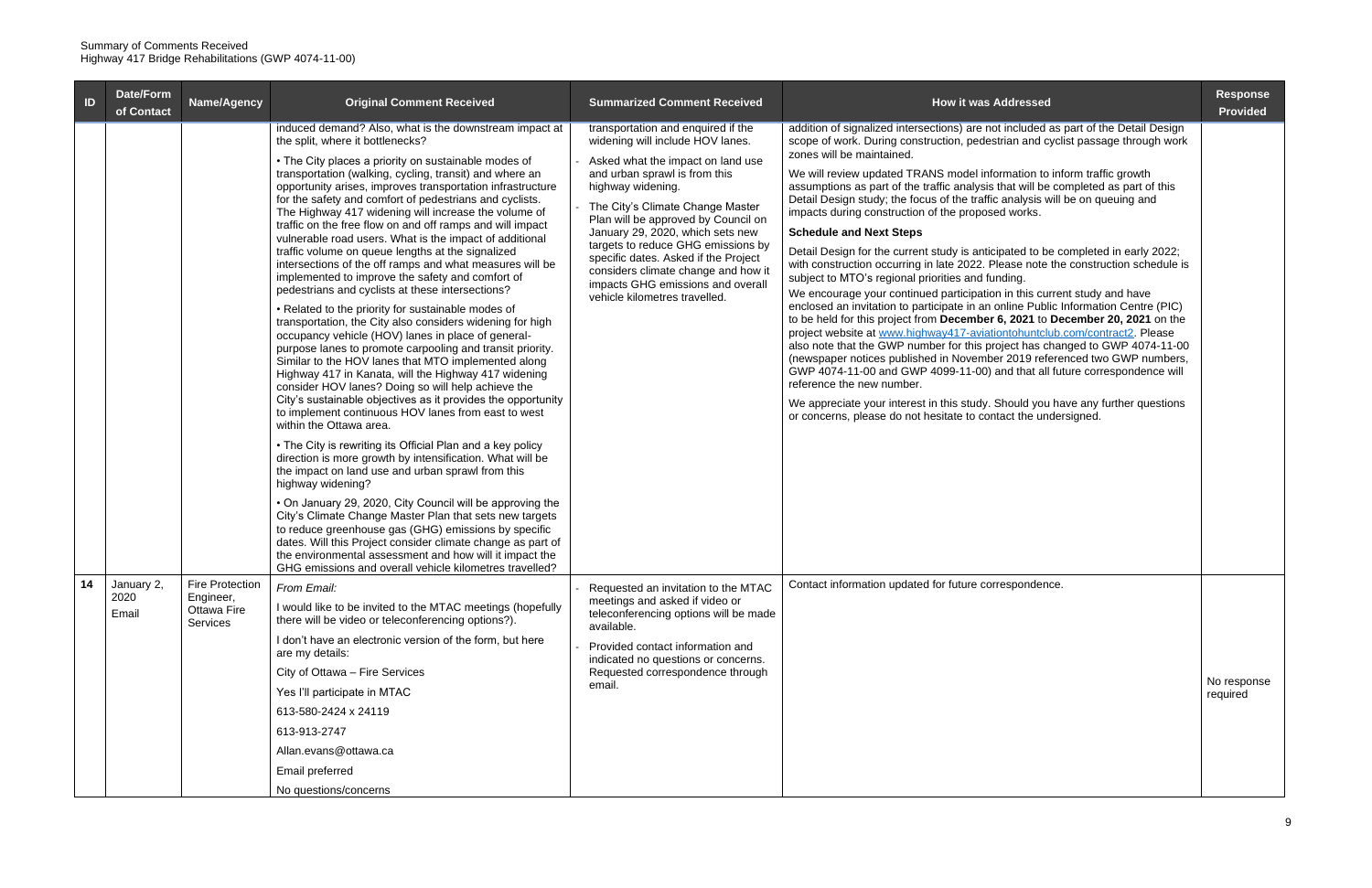Summary of Comments Received
Highway 417 Bridge Rehabilitations (GWP 4074-11-00)

| ID | Date/Form of Contact | Name/Agency | Original Comment Received | Summarized Comment Received | How it was Addressed | Response Provided |
|---|---|---|---|---|---|---|
| | | | induced demand? Also, what is the downstream impact at the split, where it bottlenecks?<br><br>• The City places a priority on sustainable modes of transportation (walking, cycling, transit) and where an opportunity arises, improves transportation infrastructure for the safety and comfort of pedestrians and cyclists. The Highway 417 widening will increase the volume of traffic on the free flow on and off ramps and will impact vulnerable road users. What is the impact of additional traffic volume on queue lengths at the signalized intersections of the off ramps and what measures will be implemented to improve the safety and comfort of pedestrians and cyclists at these intersections?<br><br>• Related to the priority for sustainable modes of transportation, the City also considers widening for high occupancy vehicle (HOV) lanes in place of general-purpose lanes to promote carpooling and transit priority. Similar to the HOV lanes that MTO implemented along Highway 417 in Kanata, will the Highway 417 widening consider HOV lanes? Doing so will help achieve the City's sustainable objectives as it provides the opportunity to implement continuous HOV lanes from east to west within the Ottawa area.<br><br>• The City is rewriting its Official Plan and a key policy direction is more growth by intensification. What will be the impact on land use and urban sprawl from this highway widening?<br><br>• On January 29, 2020, City Council will be approving the City's Climate Change Master Plan that sets new targets to reduce greenhouse gas (GHG) emissions by specific dates. Will this Project consider climate change as part of the environmental assessment and how will it impact the GHG emissions and overall vehicle kilometres travelled? | transportation and enquired if the widening will include HOV lanes.<br>- Asked what the impact on land use and urban sprawl is from this highway widening.<br>- The City's Climate Change Master Plan will be approved by Council on January 29, 2020, which sets new targets to reduce GHG emissions by specific dates. Asked if the Project considers climate change and how it impacts GHG emissions and overall vehicle kilometres travelled. | addition of signalized intersections) are not included as part of the Detail Design scope of work. During construction, pedestrian and cyclist passage through work zones will be maintained.<br><br>We will review updated TRANS model information to inform traffic growth assumptions as part of the traffic analysis that will be completed as part of this Detail Design study; the focus of the traffic analysis will be on queuing and impacts during construction of the proposed works.<br><br>**Schedule and Next Steps**<br><br>Detail Design for the current study is anticipated to be completed in early 2022; with construction occurring in late 2022. Please note the construction schedule is subject to MTO's regional priorities and funding.<br><br>We encourage your continued participation in this current study and have enclosed an invitation to participate in an online Public Information Centre (PIC) to be held for this project from **December 6, 2021** to **December 20, 2021** on the project website at www.highway417-aviationtohuntclub.com/contract2. Please also note that the GWP number for this project has changed to GWP 4074-11-00 (newspaper notices published in November 2019 referenced two GWP numbers, GWP 4074-11-00 and GWP 4099-11-00) and that all future correspondence will reference the new number.<br><br>We appreciate your interest in this study. Should you have any further questions or concerns, please do not hesitate to contact the undersigned. | |
| **14** | January 2, 2020<br>Email | Fire Protection Engineer, Ottawa Fire Services | *From Email:*<br><br>I would like to be invited to the MTAC meetings (hopefully there will be video or teleconferencing options?).<br><br>I don't have an electronic version of the form, but here are my details:<br><br>City of Ottawa – Fire Services<br><br>Yes I'll participate in MTAC<br><br>613-580-2424 x 24119<br><br>613-913-2747<br><br>Allan.evans@ottawa.ca<br><br>Email preferred<br><br>No questions/concerns | - Requested an invitation to the MTAC meetings and asked if video or teleconferencing options will be made available.<br>- Provided contact information and indicated no questions or concerns. Requested correspondence through email. | Contact information updated for future correspondence. | No response required |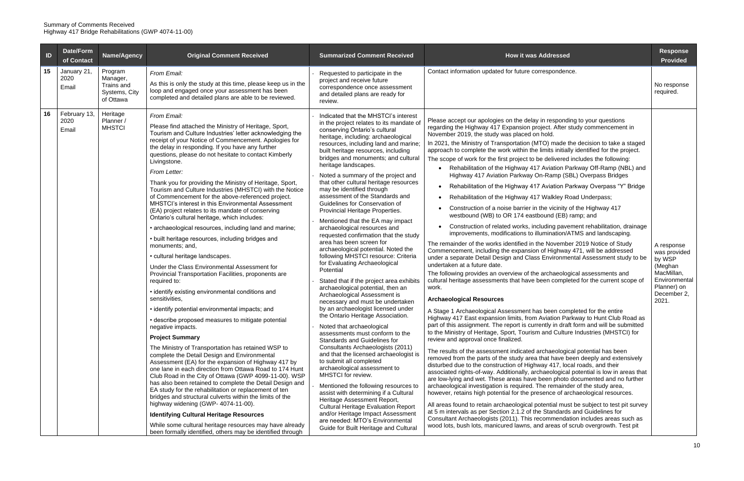Summary of Comments Received
Highway 417 Bridge Rehabilitations (GWP 4074-11-00)

| ID | Date/Form of Contact | Name/Agency | Original Comment Received | Summarized Comment Received | How it was Addressed | Response Provided |
|---|---|---|---|---|---|---|
| 15 | January 21, 2020<br>Email | Program Manager, Trains and Systems, City of Ottawa | *From Email:*<br>As this is only the study at this time, please keep us in the loop and engaged once your assessment has been completed and detailed plans are able to be reviewed. | - Requested to participate in the project and receive future correspondence once assessment and detailed plans are ready for review. | Contact information updated for future correspondence. | No response required. |
| 16 | February 13, 2020<br>Email | Heritage Planner / MHSTCI | *From Email:*<br>Please find attached the Ministry of Heritage, Sport, Tourism and Culture Industries' letter acknowledging the receipt of your Notice of Commencement. Apologies for the delay in responding. If you have any further questions, please do not hesitate to contact Kimberly Livingstone.<br>*From Letter:*<br>Thank you for providing the Ministry of Heritage, Sport, Tourism and Culture Industries (MHSTCI) with the Notice of Commencement for the above-referenced project. MHSTCI's interest in this Environmental Assessment (EA) project relates to its mandate of conserving Ontario's cultural heritage, which includes:<br>• archaeological resources, including land and marine;<br>• built heritage resources, including bridges and monuments; and,<br>• cultural heritage landscapes.<br>Under the Class Environmental Assessment for Provincial Transportation Facilities, proponents are required to:<br>• identify existing environmental conditions and sensitivities,<br>• identify potential environmental impacts; and<br>• describe proposed measures to mitigate potential negative impacts.<br>**Project Summary**<br>The Ministry of Transportation has retained WSP to complete the Detail Design and Environmental Assessment (EA) for the expansion of Highway 417 by one lane in each direction from Ottawa Road to 174 Hunt Club Road in the City of Ottawa (GWP 4099-11-00). WSP has also been retained to complete the Detail Design and EA study for the rehabilitation or replacement of ten bridges and structural culverts within the limits of the highway widening (GWP- 4074-11-00).<br>**Identifying Cultural Heritage Resources**<br>While some cultural heritage resources may have already been formally identified, others may be identified through | - Indicated that the MHSTCI's interest in the project relates to its mandate of conserving Ontario's cultural heritage, including: archaeological resources, including land and marine; built heritage resources, including bridges and monuments; and cultural heritage landscapes.<br>- Noted a summary of the project and that other cultural heritage resources may be identified through assessment of the Standards and Guidelines for Conservation of Provincial Heritage Properties.<br>- Mentioned that the EA may impact archaeological resources and requested confirmation that the study area has been screen for archaeological potential. Noted the following MHSTCI resource: Criteria for Evaluating Archaeological Potential<br>- Stated that if the project area exhibits archaeological potential, then an Archaeological Assessment is necessary and must be undertaken by an archaeologist licensed under the Ontario Heritage Association.<br>- Noted that archaeological assessments must conform to the Standards and Guidelines for Consultants Archaeologists (2011) and that the licensed archaeologist is to submit all completed archaeological assessment to MHSTCI for review.<br>- Mentioned the following resources to assist with determining if a Cultural Heritage Assessment Report, Cultural Heritage Evaluation Report and/or Heritage Impact Assessment are needed: MTO's Environmental Guide for Built Heritage and Cultural | Please accept our apologies on the delay in responding to your questions regarding the Highway 417 Expansion project. After study commencement in November 2019, the study was placed on hold.<br>In 2021, the Ministry of Transportation (MTO) made the decision to take a staged approach to complete the work within the limits initially identified for the project.<br>The scope of work for the first project to be delivered includes the following:<br>• Rehabilitation of the Highway 417 Aviation Parkway Off-Ramp (NBL) and Highway 417 Aviation Parkway On-Ramp (SBL) Overpass Bridges<br>• Rehabilitation of the Highway 417 Aviation Parkway Overpass "Y" Bridge<br>• Rehabilitation of the Highway 417 Walkley Road Underpass;<br>• Construction of a noise barrier in the vicinity of the Highway 417 westbound (WB) to OR 174 eastbound (EB) ramp; and<br>• Construction of related works, including pavement rehabilitation, drainage improvements, modifications to illumination/ATMS and landscaping.<br>The remainder of the works identified in the November 2019 Notice of Study Commencement, including the expansion of Highway 471, will be addressed under a separate Detail Design and Class Environmental Assessment study to be undertaken at a future date.<br>The following provides an overview of the archaeological assessments and cultural heritage assessments that have been completed for the current scope of work.<br>**Archaeological Resources**<br>A Stage 1 Archaeological Assessment has been completed for the entire Highway 417 East expansion limits, from Aviation Parkway to Hunt Club Road as part of this assignment. The report is currently in draft form and will be submitted to the Ministry of Heritage, Sport, Tourism and Culture Industries (MHSTCI) for review and approval once finalized.<br>The results of the assessment indicated archaeological potential has been removed from the parts of the study area that have been deeply and extensively disturbed due to the construction of Highway 417, local roads, and their associated rights-of-way. Additionally, archaeological potential is low in areas that are low-lying and wet. These areas have been photo documented and no further archaeological investigation is required. The remainder of the study area, however, retains high potential for the presence of archaeological resources.<br>All areas found to retain archaeological potential must be subject to test pit survey at 5 m intervals as per Section 2.1.2 of the Standards and Guidelines for Consultant Archaeologists (2011). This recommendation includes areas such as wood lots, bush lots, manicured lawns, and areas of scrub overgrowth. Test pit | A response was provided by WSP (Meghan MacMillan, Environmental Planner) on December 2, 2021. |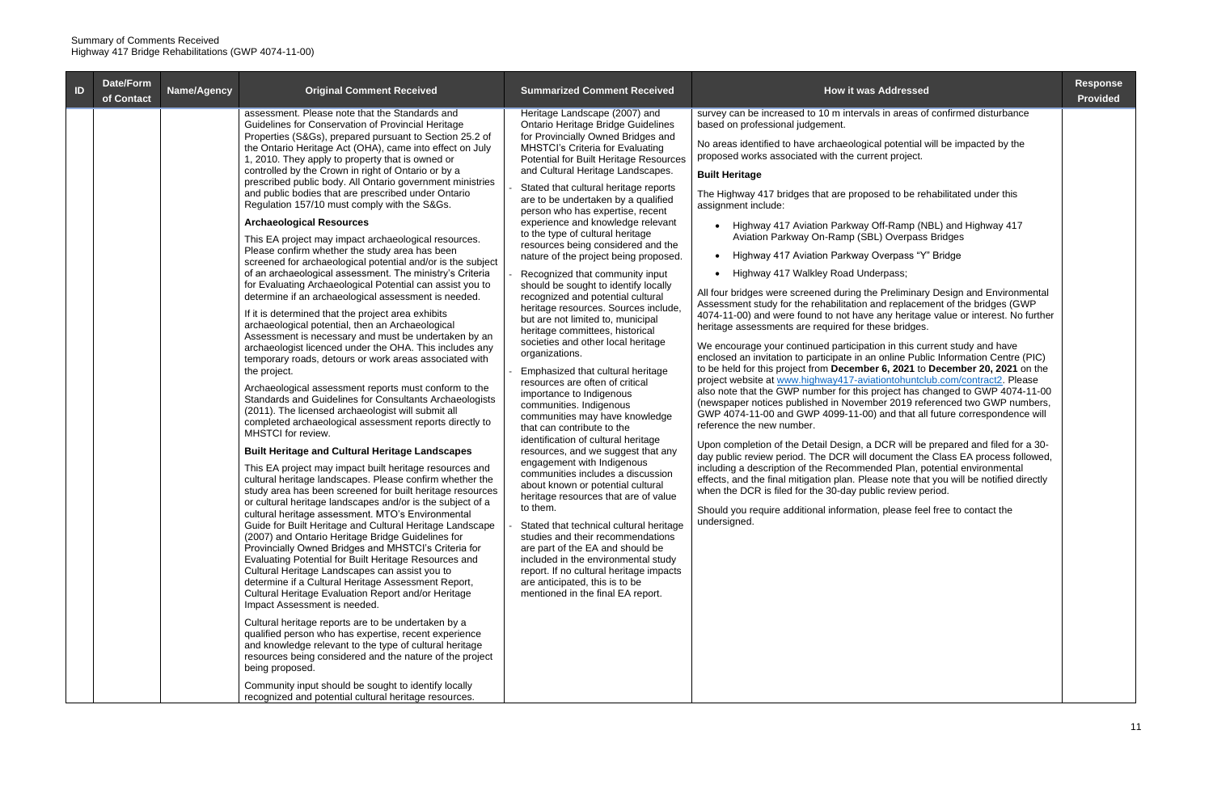| ID | Date/Form of Contact | Name/Agency | Original Comment Received | Summarized Comment Received | How it was Addressed | Response Provided |
|---|---|---|---|---|---|---|
| | | | assessment. Please note that the Standards and Guidelines for Conservation of Provincial Heritage Properties (S&Gs), prepared pursuant to Section 25.2 of the Ontario Heritage Act (OHA), came into effect on July 1, 2010. They apply to property that is owned or controlled by the Crown in right of Ontario or by a prescribed public body. All Ontario government ministries and public bodies that are prescribed under Ontario Regulation 157/10 must comply with the S&Gs.<br><br>**Archaeological Resources**<br><br>This EA project may impact archaeological resources. Please confirm whether the study area has been screened for archaeological potential and/or is the subject of an archaeological assessment. The ministry's Criteria for Evaluating Archaeological Potential can assist you to determine if an archaeological assessment is needed.<br><br>If it is determined that the project area exhibits archaeological potential, then an Archaeological Assessment is necessary and must be undertaken by an archaeologist licenced under the OHA. This includes any temporary roads, detours or work areas associated with the project.<br><br>Archaeological assessment reports must conform to the Standards and Guidelines for Consultants Archaeologists (2011). The licensed archaeologist will submit all completed archaeological assessment reports directly to MHSTCI for review.<br><br>**Built Heritage and Cultural Heritage Landscapes**<br><br>This EA project may impact built heritage resources and cultural heritage landscapes. Please confirm whether the study area has been screened for built heritage resources or cultural heritage landscapes and/or is the subject of a cultural heritage assessment. MTO's Environmental Guide for Built Heritage and Cultural Heritage Landscape (2007) and Ontario Heritage Bridge Guidelines for Provincially Owned Bridges and MHSTCI's Criteria for Evaluating Potential for Built Heritage Resources and Cultural Heritage Landscapes can assist you to determine if a Cultural Heritage Assessment Report, Cultural Heritage Evaluation Report and/or Heritage Impact Assessment is needed.<br><br>Cultural heritage reports are to be undertaken by a qualified person who has expertise, recent experience and knowledge relevant to the type of cultural heritage resources being considered and the nature of the project being proposed.<br><br>Community input should be sought to identify locally recognized and potential cultural heritage resources. | Heritage Landscape (2007) and Ontario Heritage Bridge Guidelines for Provincially Owned Bridges and MHSTCI's Criteria for Evaluating Potential for Built Heritage Resources and Cultural Heritage Landscapes.<br><br>- Stated that cultural heritage reports are to be undertaken by a qualified person who has expertise, recent experience and knowledge relevant to the type of cultural heritage resources being considered and the nature of the project being proposed.<br>- Recognized that community input should be sought to identify locally recognized and potential cultural heritage resources. Sources include, but are not limited to, municipal heritage committees, historical societies and other local heritage organizations.<br>- Emphasized that cultural heritage resources are often of critical importance to Indigenous communities. Indigenous communities may have knowledge that can contribute to the identification of cultural heritage resources, and we suggest that any engagement with Indigenous communities includes a discussion about known or potential cultural heritage resources that are of value to them.<br>- Stated that technical cultural heritage studies and their recommendations are part of the EA and should be included in the environmental study report. If no cultural heritage impacts are anticipated, this is to be mentioned in the final EA report. | survey can be increased to 10 m intervals in areas of confirmed disturbance based on professional judgement.<br><br>No areas identified to have archaeological potential will be impacted by the proposed works associated with the current project.<br><br>**Built Heritage**<br><br>The Highway 417 bridges that are proposed to be rehabilitated under this assignment include:<br><br>• Highway 417 Aviation Parkway Off-Ramp (NBL) and Highway 417 Aviation Parkway On-Ramp (SBL) Overpass Bridges<br>• Highway 417 Aviation Parkway Overpass "Y" Bridge<br>• Highway 417 Walkley Road Underpass;<br><br>All four bridges were screened during the Preliminary Design and Environmental Assessment study for the rehabilitation and replacement of the bridges (GWP 4074-11-00) and were found to not have any heritage value or interest. No further heritage assessments are required for these bridges.<br><br>We encourage your continued participation in this current study and have enclosed an invitation to participate in an online Public Information Centre (PIC) to be held for this project from **December 6, 2021** to **December 20, 2021** on the project website at www.highway417-aviationtohuntclub.com/contract2. Please also note that the GWP number for this project has changed to GWP 4074-11-00 (newspaper notices published in November 2019 referenced two GWP numbers, GWP 4074-11-00 and GWP 4099-11-00) and that all future correspondence will reference the new number.<br><br>Upon completion of the Detail Design, a DCR will be prepared and filed for a 30-day public review period. The DCR will document the Class EA process followed, including a description of the Recommended Plan, potential environmental effects, and the final mitigation plan. Please note that you will be notified directly when the DCR is filed for the 30-day public review period.<br><br>Should you require additional information, please feel free to contact the undersigned. | |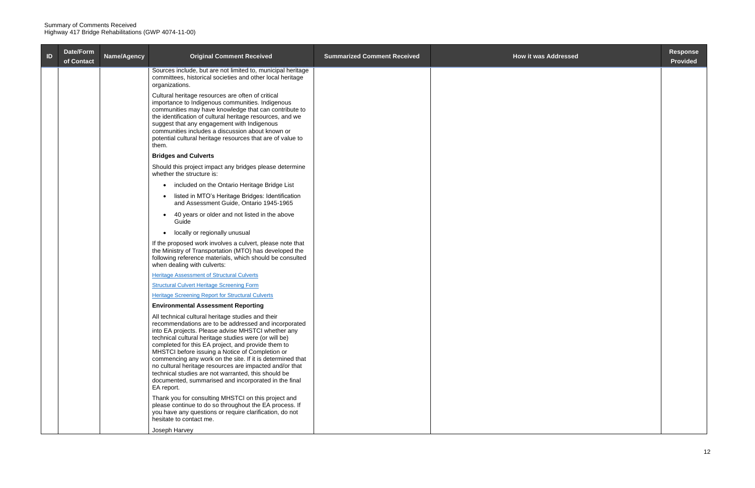Summary of Comments Received
Highway 417 Bridge Rehabilitations (GWP 4074-11-00)

| ID | Date/Form of Contact | Name/Agency | Original Comment Received | Summarized Comment Received | How it was Addressed | Response Provided |
|---|---|---|---|---|---|---|
| | | | Sources include, but are not limited to, municipal heritage committees, historical societies and other local heritage organizations.<br><br>Cultural heritage resources are often of critical importance to Indigenous communities. Indigenous communities may have knowledge that can contribute to the identification of cultural heritage resources, and we suggest that any engagement with Indigenous communities includes a discussion about known or potential cultural heritage resources that are of value to them.<br><br>**Bridges and Culverts**<br><br>Should this project impact any bridges please determine whether the structure is:<br><br>• included on the Ontario Heritage Bridge List<br>• listed in MTO's Heritage Bridges: Identification and Assessment Guide, Ontario 1945-1965<br>• 40 years or older and not listed in the above Guide<br>• locally or regionally unusual<br><br>If the proposed work involves a culvert, please note that the Ministry of Transportation (MTO) has developed the following reference materials, which should be consulted when dealing with culverts:<br><br>Heritage Assessment of Structural Culverts<br><br>Structural Culvert Heritage Screening Form<br><br>Heritage Screening Report for Structural Culverts<br><br>**Environmental Assessment Reporting**<br><br>All technical cultural heritage studies and their recommendations are to be addressed and incorporated into EA projects. Please advise MHSTCI whether any technical cultural heritage studies were (or will be) completed for this EA project, and provide them to MHSTCI before issuing a Notice of Completion or commencing any work on the site. If it is determined that no cultural heritage resources are impacted and/or that technical studies are not warranted, this should be documented, summarised and incorporated in the final EA report.<br><br>Thank you for consulting MHSTCI on this project and please continue to do so throughout the EA process. If you have any questions or require clarification, do not hesitate to contact me.<br><br>Joseph Harvey | | | |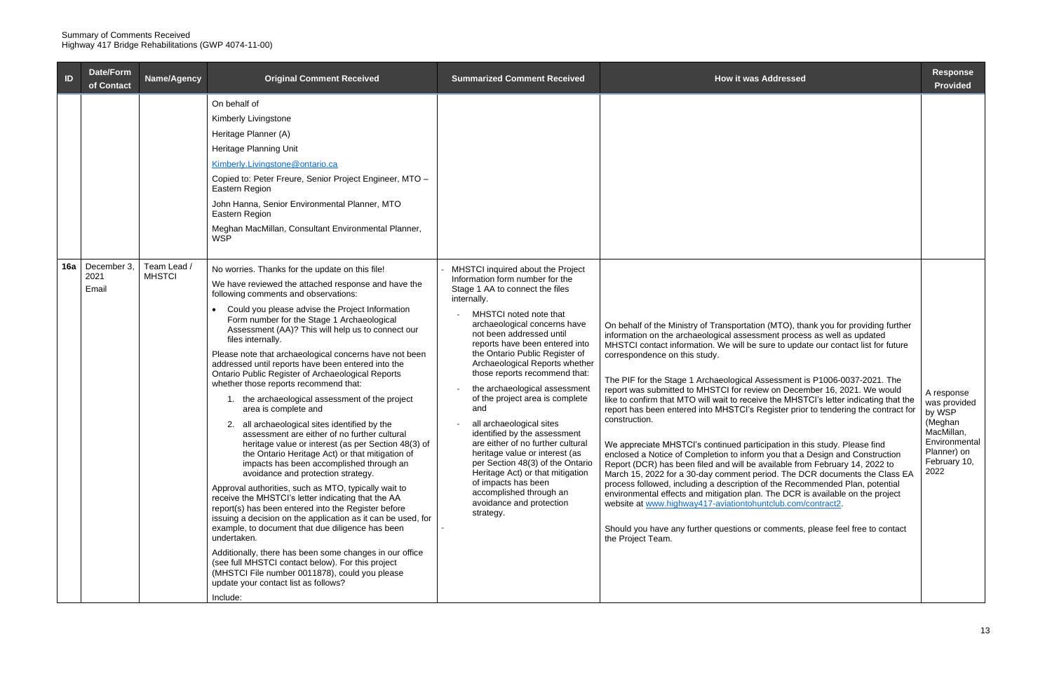Summary of Comments Received
Highway 417 Bridge Rehabilitations (GWP 4074-11-00)

| ID | Date/Form of Contact | Name/Agency | Original Comment Received | Summarized Comment Received | How it was Addressed | Response Provided |
|---|---|---|---|---|---|---|
| | | | On behalf of<br><br>Kimberly Livingstone<br><br>Heritage Planner (A)<br><br>Heritage Planning Unit<br><br>Kimberly.Livingstone@ontario.ca<br><br>Copied to: Peter Freure, Senior Project Engineer, MTO – Eastern Region<br><br>John Hanna, Senior Environmental Planner, MTO Eastern Region<br><br>Meghan MacMillan, Consultant Environmental Planner, WSP | | | |
| **16a** | December 3, 2021<br>Email | Team Lead / MHSTCI | No worries. Thanks for the update on this file!<br><br>We have reviewed the attached response and have the following comments and observations:<br><br>• Could you please advise the Project Information Form number for the Stage 1 Archaeological Assessment (AA)? This will help us to connect our files internally.<br><br>Please note that archaeological concerns have not been addressed until reports have been entered into the Ontario Public Register of Archaeological Reports whether those reports recommend that:<br><br>1. the archaeological assessment of the project area is complete and<br><br>2. all archaeological sites identified by the assessment are either of no further cultural heritage value or interest (as per Section 48(3) of the Ontario Heritage Act) or that mitigation of impacts has been accomplished through an avoidance and protection strategy.<br><br>Approval authorities, such as MTO, typically wait to receive the MHSTCI's letter indicating that the AA report(s) has been entered into the Register before issuing a decision on the application as it can be used, for example, to document that due diligence has been undertaken.<br><br>Additionally, there has been some changes in our office (see full MHSTCI contact below). For this project (MHSTCI File number 0011878), could you please update your contact list as follows?<br><br>Include: | - MHSTCI inquired about the Project Information form number for the Stage 1 AA to connect the files internally.<br><br>- MHSTCI noted note that archaeological concerns have not been addressed until reports have been entered into the Ontario Public Register of Archaeological Reports whether those reports recommend that:<br><br>- the archaeological assessment of the project area is complete and<br><br>- all archaeological sites identified by the assessment are either of no further cultural heritage value or interest (as per Section 48(3) of the Ontario Heritage Act) or that mitigation of impacts has been accomplished through an avoidance and protection strategy.<br><br>- | On behalf of the Ministry of Transportation (MTO), thank you for providing further information on the archaeological assessment process as well as updated MHSTCI contact information. We will be sure to update our contact list for future correspondence on this study.<br><br>The PIF for the Stage 1 Archaeological Assessment is P1006-0037-2021. The report was submitted to MHSTCI for review on December 16, 2021. We would like to confirm that MTO will wait to receive the MHSTCI's letter indicating that the report has been entered into MHSTCI's Register prior to tendering the contract for construction.<br><br>We appreciate MHSTCI's continued participation in this study. Please find enclosed a Notice of Completion to inform you that a Design and Construction Report (DCR) has been filed and will be available from February 14, 2022 to March 15, 2022 for a 30-day comment period. The DCR documents the Class EA process followed, including a description of the Recommended Plan, potential environmental effects and mitigation plan. The DCR is available on the project website at www.highway417-aviationtohuntclub.com/contract2.<br><br>Should you have any further questions or comments, please feel free to contact the Project Team. | A response was provided by WSP (Meghan MacMillan, Environmental Planner) on February 10, 2022 |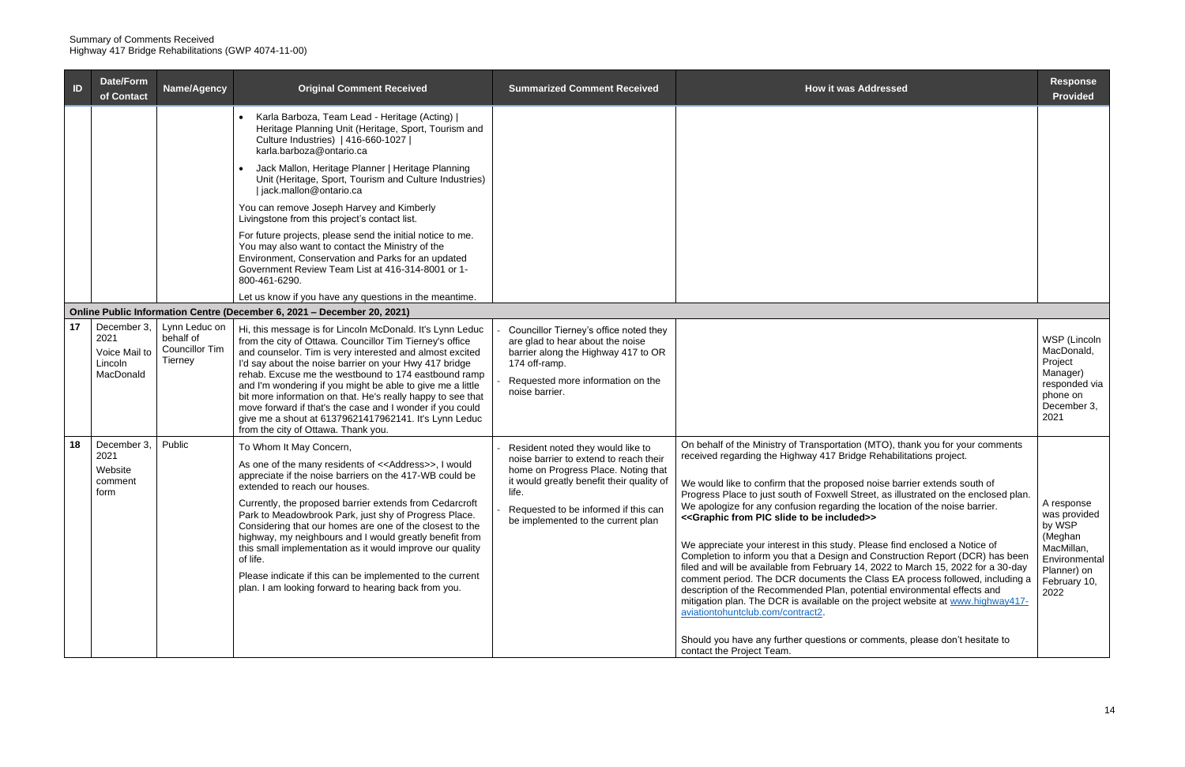Summary of Comments Received
Highway 417 Bridge Rehabilitations (GWP 4074-11-00)

| ID | Date/Form of Contact | Name/Agency | Original Comment Received | Summarized Comment Received | How it was Addressed | Response Provided |
|---|---|---|---|---|---|---|
| | | | • Karla Barboza, Team Lead - Heritage (Acting) \| Heritage Planning Unit (Heritage, Sport, Tourism and Culture Industries) \| 416-660-1027 \| karla.barboza@ontario.ca<br>• Jack Mallon, Heritage Planner \| Heritage Planning Unit (Heritage, Sport, Tourism and Culture Industries) \| jack.mallon@ontario.ca<br>You can remove Joseph Harvey and Kimberly Livingstone from this project's contact list.<br>For future projects, please send the initial notice to me. You may also want to contact the Ministry of the Environment, Conservation and Parks for an updated Government Review Team List at 416-314-8001 or 1-800-461-6290.<br>Let us know if you have any questions in the meantime. | | | |
| **Online Public Information Centre (December 6, 2021 – December 20, 2021)** | | | | | | |
| 17 | December 3, 2021<br>Voice Mail to Lincoln MacDonald | Lynn Leduc on behalf of Councillor Tim Tierney | Hi, this message is for Lincoln McDonald. It's Lynn Leduc from the city of Ottawa. Councillor Tim Tierney's office and counselor. Tim is very interested and almost excited I'd say about the noise barrier on your Hwy 417 bridge rehab. Excuse me the westbound to 174 eastbound ramp and I'm wondering if you might be able to give me a little bit more information on that. He's really happy to see that move forward if that's the case and I wonder if you could give me a shout at 61379621417962141. It's Lynn Leduc from the city of Ottawa. Thank you. | - Councillor Tierney's office noted they are glad to hear about the noise barrier along the Highway 417 to OR 174 off-ramp.<br>- Requested more information on the noise barrier. | | WSP (Lincoln MacDonald, Project Manager) responded via phone on December 3, 2021 |
| 18 | December 3, 2021<br>Website comment form | Public | To Whom It May Concern,<br>As one of the many residents of <<Address>>, I would appreciate if the noise barriers on the 417-WB could be extended to reach our houses.<br>Currently, the proposed barrier extends from Cedarcroft Park to Meadowbrook Park, just shy of Progress Place. Considering that our homes are one of the closest to the highway, my neighbours and I would greatly benefit from this small implementation as it would improve our quality of life.<br>Please indicate if this can be implemented to the current plan. I am looking forward to hearing back from you. | - Resident noted they would like to noise barrier to extend to reach their home on Progress Place. Noting that it would greatly benefit their quality of life.<br>- Requested to be informed if this can be implemented to the current plan | On behalf of the Ministry of Transportation (MTO), thank you for your comments received regarding the Highway 417 Bridge Rehabilitations project.<br><br>We would like to confirm that the proposed noise barrier extends south of Progress Place to just south of Foxwell Street, as illustrated on the enclosed plan. We apologize for any confusion regarding the location of the noise barrier.<br>**<<Graphic from PIC slide to be included>>**<br><br>We appreciate your interest in this study. Please find enclosed a Notice of Completion to inform you that a Design and Construction Report (DCR) has been filed and will be available from February 14, 2022 to March 15, 2022 for a 30-day comment period. The DCR documents the Class EA process followed, including a description of the Recommended Plan, potential environmental effects and mitigation plan. The DCR is available on the project website at www.highway417-aviationtohuntclub.com/contract2.<br><br>Should you have any further questions or comments, please don't hesitate to contact the Project Team. | A response was provided by WSP (Meghan MacMillan, Environmental Planner) on February 10, 2022 |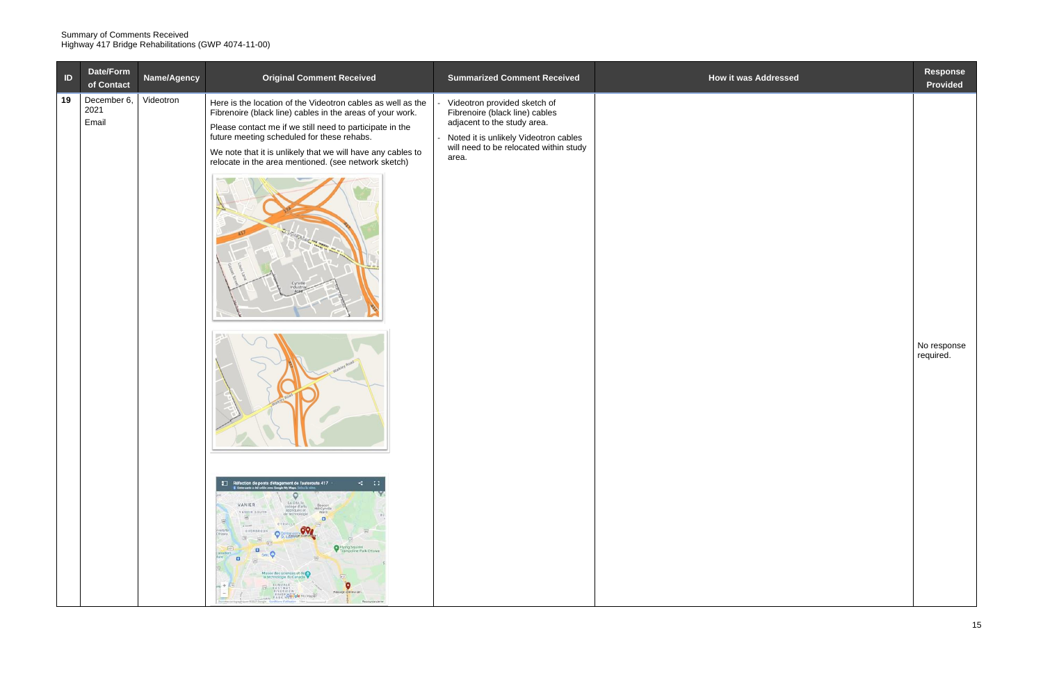Summary of Comments Received
Highway 417 Bridge Rehabilitations (GWP 4074-11-00)

| ID | Date/Form of Contact | Name/Agency | Original Comment Received | Summarized Comment Received | How it was Addressed | Response Provided |
|---|---|---|---|---|---|---|
| 19 | December 6, 2021 Email | Videotron | Here is the location of the Videotron cables as well as the Fibrenoire (black line) cables in the areas of your work. Please contact me if we still need to participate in the future meeting scheduled for these rehabs. We note that it is unlikely that we will have any cables to relocate in the area mentioned. (see network sketch) | - Videotron provided sketch of Fibrenoire (black line) cables adjacent to the study area. - Noted it is unlikely Videotron cables will need to be relocated within study area. | | No response required. |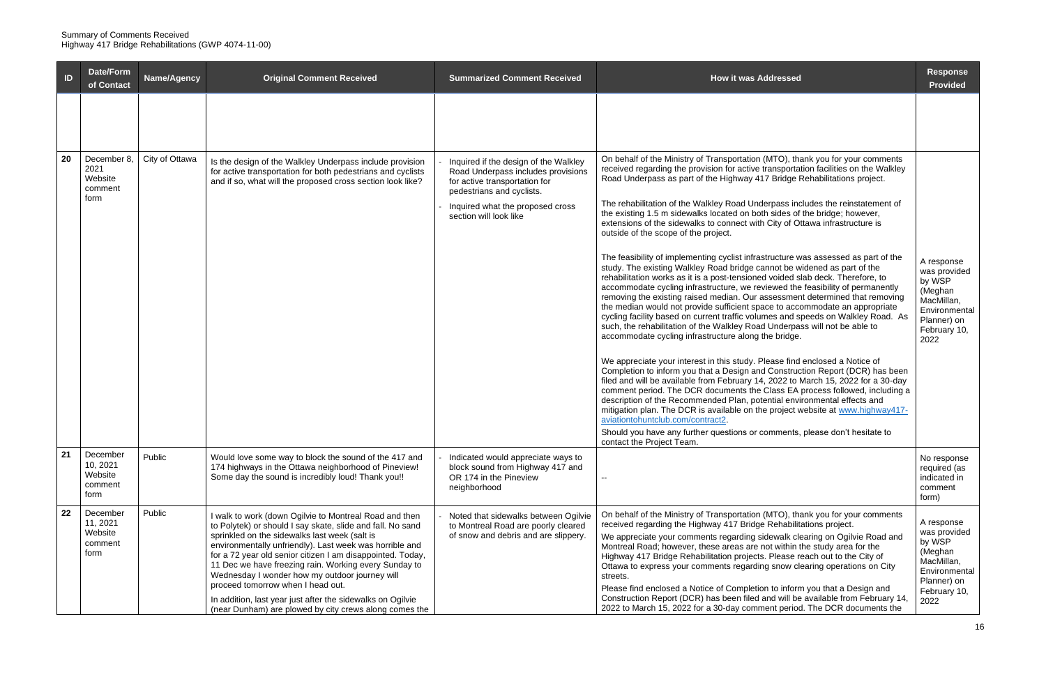Summary of Comments Received
Highway 417 Bridge Rehabilitations (GWP 4074-11-00)

| ID | Date/Form of Contact | Name/Agency | Original Comment Received | Summarized Comment Received | How it was Addressed | Response Provided |
|---|---|---|---|---|---|---|
| | | | | | | |
| 20 | December 8, 2021 Website comment form | City of Ottawa | Is the design of the Walkley Underpass include provision for active transportation for both pedestrians and cyclists and if so, what will the proposed cross section look like? | - Inquired if the design of the Walkley Road Underpass includes provisions for active transportation for pedestrians and cyclists.<br>- Inquired what the proposed cross section will look like | On behalf of the Ministry of Transportation (MTO), thank you for your comments received regarding the provision for active transportation facilities on the Walkley Road Underpass as part of the Highway 417 Bridge Rehabilitations project.<br><br>The rehabilitation of the Walkley Road Underpass includes the reinstatement of the existing 1.5 m sidewalks located on both sides of the bridge; however, extensions of the sidewalks to connect with City of Ottawa infrastructure is outside of the scope of the project.<br><br>The feasibility of implementing cyclist infrastructure was assessed as part of the study. The existing Walkley Road bridge cannot be widened as part of the rehabilitation works as it is a post-tensioned voided slab deck. Therefore, to accommodate cycling infrastructure, we reviewed the feasibility of permanently removing the existing raised median. Our assessment determined that removing the median would not provide sufficient space to accommodate an appropriate cycling facility based on current traffic volumes and speeds on Walkley Road. As such, the rehabilitation of the Walkley Road Underpass will not be able to accommodate cycling infrastructure along the bridge.<br><br>We appreciate your interest in this study. Please find enclosed a Notice of Completion to inform you that a Design and Construction Report (DCR) has been filed and will be available from February 14, 2022 to March 15, 2022 for a 30-day comment period. The DCR documents the Class EA process followed, including a description of the Recommended Plan, potential environmental effects and mitigation plan. The DCR is available on the project website at www.highway417-aviationtohuntclub.com/contract2.<br><br>Should you have any further questions or comments, please don't hesitate to contact the Project Team. | A response was provided by WSP (Meghan MacMillan, Environmental Planner) on February 10, 2022 |
| 21 | December 10, 2021 Website comment form | Public | Would love some way to block the sound of the 417 and 174 highways in the Ottawa neighborhood of Pineview! Some day the sound is incredibly loud! Thank you!! | - Indicated would appreciate ways to block sound from Highway 417 and OR 174 in the Pineview neighborhood | -- | No response required (as indicated in comment form) |
| 22 | December 11, 2021 Website comment form | Public | I walk to work (down Ogilvie to Montreal Road and then to Polytek) or should I say skate, slide and fall. No sand sprinkled on the sidewalks last week (salt is environmentally unfriendly). Last week was horrible and for a 72 year old senior citizen I am disappointed. Today, 11 Dec we have freezing rain. Working every Sunday to Wednesday I wonder how my outdoor journey will proceed tomorrow when I head out.<br><br>In addition, last year just after the sidewalks on Ogilvie (near Dunham) are plowed by city crews along comes the | - Noted that sidewalks between Ogilvie to Montreal Road are poorly cleared of snow and debris and are slippery. | On behalf of the Ministry of Transportation (MTO), thank you for your comments received regarding the Highway 417 Bridge Rehabilitations project.<br><br>We appreciate your comments regarding sidewalk clearing on Ogilvie Road and Montreal Road; however, these areas are not within the study area for the Highway 417 Bridge Rehabilitation projects. Please reach out to the City of Ottawa to express your comments regarding snow clearing operations on City streets.<br><br>Please find enclosed a Notice of Completion to inform you that a Design and Construction Report (DCR) has been filed and will be available from February 14, 2022 to March 15, 2022 for a 30-day comment period. The DCR documents the | A response was provided by WSP (Meghan MacMillan, Environmental Planner) on February 10, 2022 |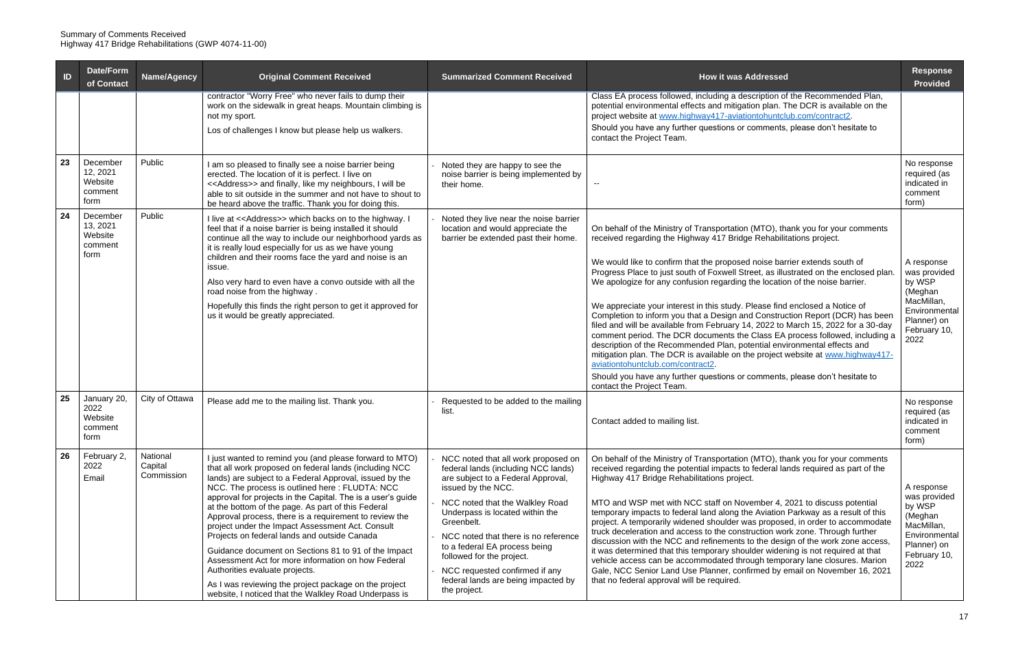Summary of Comments Received
Highway 417 Bridge Rehabilitations (GWP 4074-11-00)

| ID | Date/Form of Contact | Name/Agency | Original Comment Received | Summarized Comment Received | How it was Addressed | Response Provided |
|---|---|---|---|---|---|---|
| | | | contractor "Worry Free" who never fails to dump their work on the sidewalk in great heaps. Mountain climbing is not my sport.<br><br>Los of challenges I know but please help us walkers. | | Class EA process followed, including a description of the Recommended Plan, potential environmental effects and mitigation plan. The DCR is available on the project website at www.highway417-aviationtohuntclub.com/contract2.<br><br>Should you have any further questions or comments, please don't hesitate to contact the Project Team. | |
| 23 | December 12, 2021 Website comment form | Public | I am so pleased to finally see a noise barrier being erected. The location of it is perfect. I live on <<Address>> and finally, like my neighbours, I will be able to sit outside in the summer and not have to shout to be heard above the traffic. Thank you for doing this. | - Noted they are happy to see the noise barrier is being implemented by their home. | -- | No response required (as indicated in comment form) |
| 24 | December 13, 2021 Website comment form | Public | I live at <<Address>> which backs on to the highway. I feel that if a noise barrier is being installed it should continue all the way to include our neighborhood yards as it is really loud especially for us as we have young children and their rooms face the yard and noise is an issue.<br><br>Also very hard to even have a convo outside with all the road noise from the highway .<br><br>Hopefully this finds the right person to get it approved for us it would be greatly appreciated. | - Noted they live near the noise barrier location and would appreciate the barrier be extended past their home. | On behalf of the Ministry of Transportation (MTO), thank you for your comments received regarding the Highway 417 Bridge Rehabilitations project.<br><br>We would like to confirm that the proposed noise barrier extends south of Progress Place to just south of Foxwell Street, as illustrated on the enclosed plan. We apologize for any confusion regarding the location of the noise barrier.<br><br>We appreciate your interest in this study. Please find enclosed a Notice of Completion to inform you that a Design and Construction Report (DCR) has been filed and will be available from February 14, 2022 to March 15, 2022 for a 30-day comment period. The DCR documents the Class EA process followed, including a description of the Recommended Plan, potential environmental effects and mitigation plan. The DCR is available on the project website at www.highway417-aviationtohuntclub.com/contract2.<br><br>Should you have any further questions or comments, please don't hesitate to contact the Project Team. | A response was provided by WSP (Meghan MacMillan, Environmental Planner) on February 10, 2022 |
| 25 | January 20, 2022 Website comment form | City of Ottawa | Please add me to the mailing list. Thank you. | - Requested to be added to the mailing list. | Contact added to mailing list. | No response required (as indicated in comment form) |
| 26 | February 2, 2022 Email | National Capital Commission | I just wanted to remind you (and please forward to MTO) that all work proposed on federal lands (including NCC lands) are subject to a Federal Approval, issued by the NCC. The process is outlined here : FLUDTA: NCC approval for projects in the Capital. The is a user's guide at the bottom of the page. As part of this Federal Approval process, there is a requirement to review the project under the Impact Assessment Act. Consult Projects on federal lands and outside Canada<br><br>Guidance document on Sections 81 to 91 of the Impact Assessment Act for more information on how Federal Authorities evaluate projects.<br><br>As I was reviewing the project package on the project website, I noticed that the Walkley Road Underpass is | - NCC noted that all work proposed on federal lands (including NCC lands) are subject to a Federal Approval, issued by the NCC.<br>- NCC noted that the Walkley Road Underpass is located within the Greenbelt.<br>- NCC noted that there is no reference to a federal EA process being followed for the project.<br>- NCC requested confirmed if any federal lands are being impacted by the project. | On behalf of the Ministry of Transportation (MTO), thank you for your comments received regarding the potential impacts to federal lands required as part of the Highway 417 Bridge Rehabilitations project.<br><br>MTO and WSP met with NCC staff on November 4, 2021 to discuss potential temporary impacts to federal land along the Aviation Parkway as a result of this project. A temporarily widened shoulder was proposed, in order to accommodate truck deceleration and access to the construction work zone. Through further discussion with the NCC and refinements to the design of the work zone access, it was determined that this temporary shoulder widening is not required at that vehicle access can be accommodated through temporary lane closures. Marion Gale, NCC Senior Land Use Planner, confirmed by email on November 16, 2021 that no federal approval will be required. | A response was provided by WSP (Meghan MacMillan, Environmental Planner) on February 10, 2022 |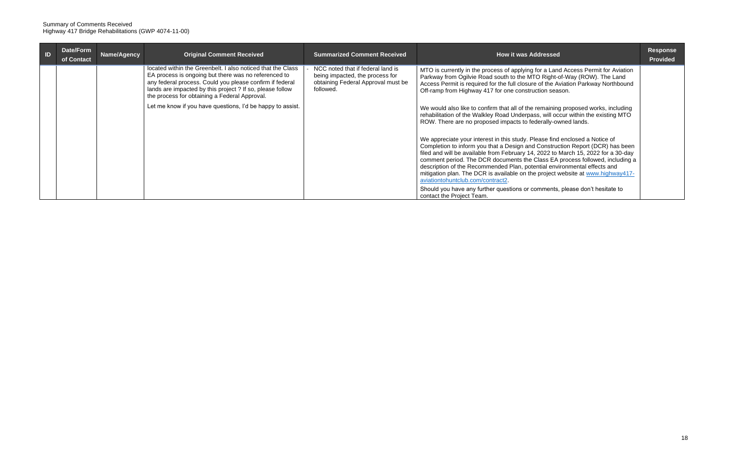Summary of Comments Received
Highway 417 Bridge Rehabilitations (GWP 4074-11-00)

| ID | Date/Form of Contact | Name/Agency | Original Comment Received | Summarized Comment Received | How it was Addressed | Response Provided |
|---|---|---|---|---|---|---|
| | | | located within the Greenbelt. I also noticed that the Class EA process is ongoing but there was no referenced to any federal process. Could you please confirm if federal lands are impacted by this project ? If so, please follow the process for obtaining a Federal Approval.<br><br>Let me know if you have questions, I'd be happy to assist. | - NCC noted that if federal land is being impacted, the process for obtaining Federal Approval must be followed. | MTO is currently in the process of applying for a Land Access Permit for Aviation Parkway from Ogilvie Road south to the MTO Right-of-Way (ROW). The Land Access Permit is required for the full closure of the Aviation Parkway Northbound Off-ramp from Highway 417 for one construction season.<br><br>We would also like to confirm that all of the remaining proposed works, including rehabilitation of the Walkley Road Underpass, will occur within the existing MTO ROW. There are no proposed impacts to federally-owned lands.<br><br>We appreciate your interest in this study. Please find enclosed a Notice of Completion to inform you that a Design and Construction Report (DCR) has been filed and will be available from February 14, 2022 to March 15, 2022 for a 30-day comment period. The DCR documents the Class EA process followed, including a description of the Recommended Plan, potential environmental effects and mitigation plan. The DCR is available on the project website at www.highway417-aviationtohuntclub.com/contract2.<br><br>Should you have any further questions or comments, please don't hesitate to contact the Project Team. | |